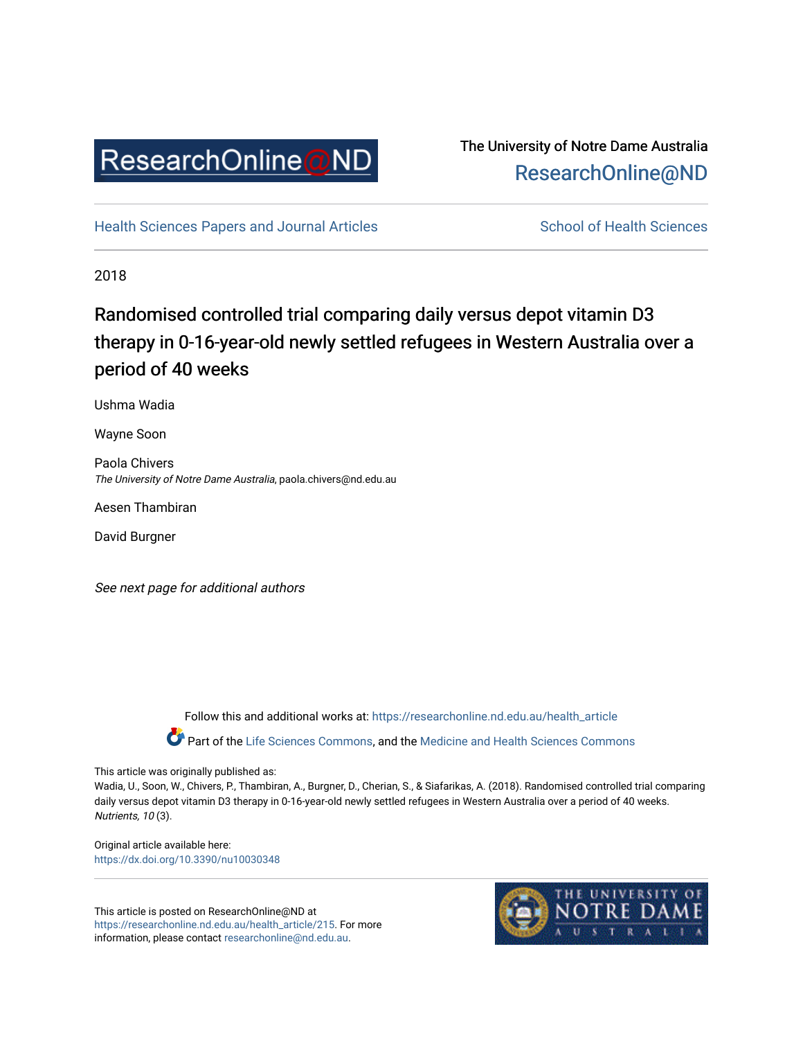ResearchOnline@ND

The University of Notre Dame Australia
ResearchOnline@ND

Health Sciences Papers and Journal Articles

School of Health Sciences

2018

# Randomised controlled trial comparing daily versus depot vitamin D3 therapy in 0-16-year-old newly settled refugees in Western Australia over a period of 40 weeks

Ushma Wadia

Wayne Soon

Paola Chivers
*The University of Notre Dame Australia*, paola.chivers@nd.edu.au

Aesen Thambiran

David Burgner

*See next page for additional authors*

Follow this and additional works at: https://researchonline.nd.edu.au/health_article

Part of the Life Sciences Commons, and the Medicine and Health Sciences Commons

This article was originally published as:
Wadia, U., Soon, W., Chivers, P., Thambiran, A., Burgner, D., Cherian, S., & Siafarikas, A. (2018). Randomised controlled trial comparing daily versus depot vitamin D3 therapy in 0-16-year-old newly settled refugees in Western Australia over a period of 40 weeks. *Nutrients, 10* (3).

Original article available here:
https://dx.doi.org/10.3390/nu10030348

This article is posted on ResearchOnline@ND at https://researchonline.nd.edu.au/health_article/215. For more information, please contact researchonline@nd.edu.au.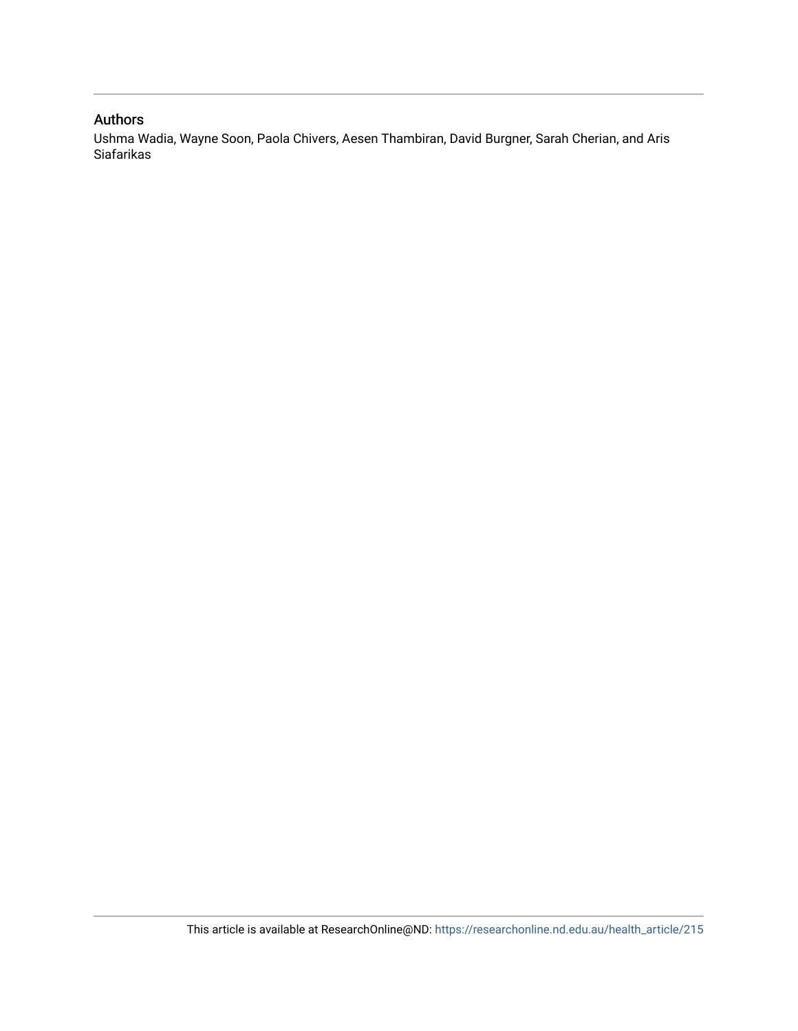## Authors

Ushma Wadia, Wayne Soon, Paola Chivers, Aesen Thambiran, David Burgner, Sarah Cherian, and Aris Siafarikas

This article is available at ResearchOnline@ND: https://researchonline.nd.edu.au/health_article/215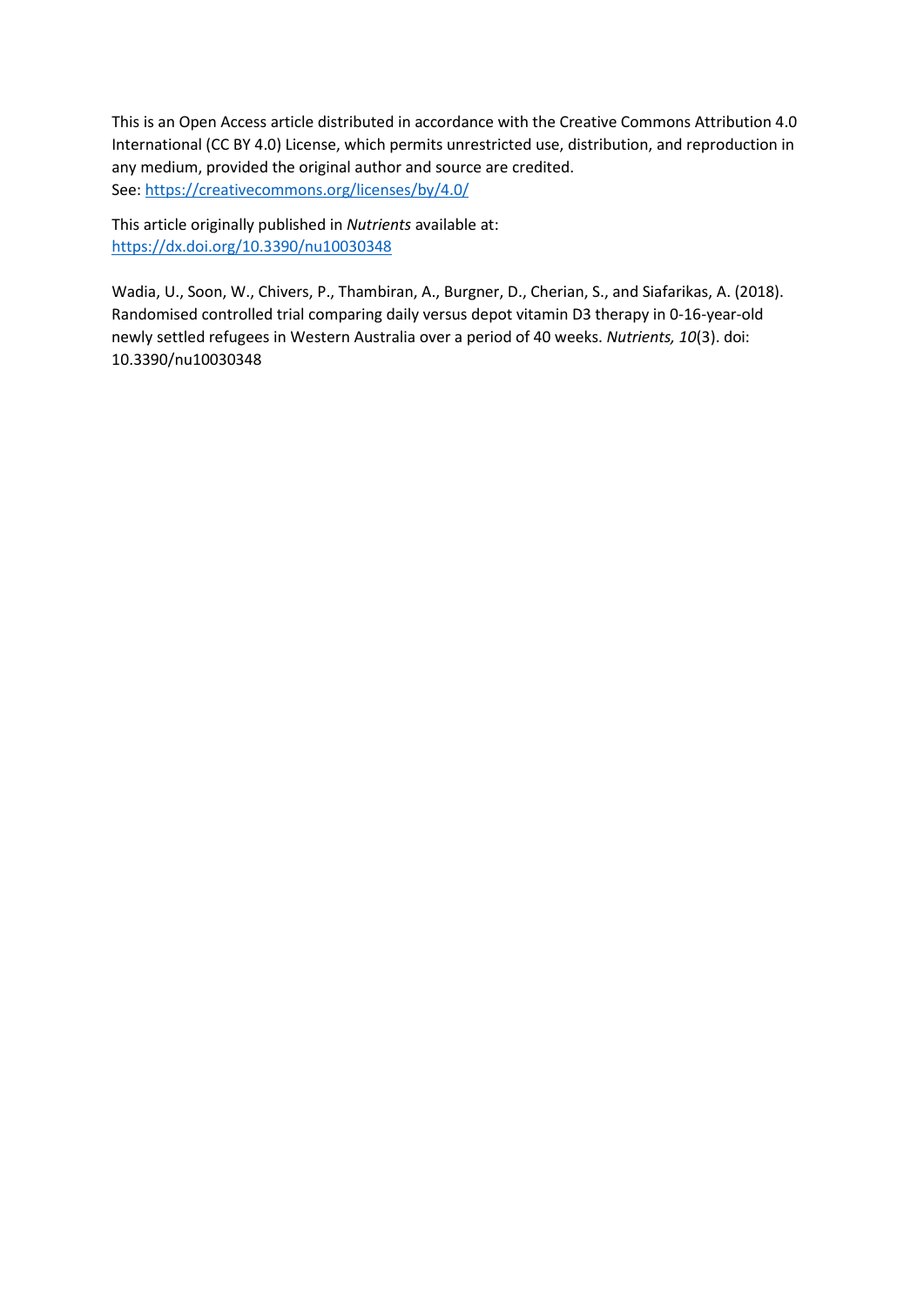This is an Open Access article distributed in accordance with the Creative Commons Attribution 4.0 International (CC BY 4.0) License, which permits unrestricted use, distribution, and reproduction in any medium, provided the original author and source are credited.
See: [https://creativecommons.org/licenses/by/4.0/](https://creativecommons.org/licenses/by/4.0/)

This article originally published in *Nutrients* available at:
[https://dx.doi.org/10.3390/nu10030348](https://dx.doi.org/10.3390/nu10030348)

Wadia, U., Soon, W., Chivers, P., Thambiran, A., Burgner, D., Cherian, S., and Siafarikas, A. (2018). Randomised controlled trial comparing daily versus depot vitamin D3 therapy in 0-16-year-old newly settled refugees in Western Australia over a period of 40 weeks. *Nutrients, 10*(3). doi: 10.3390/nu10030348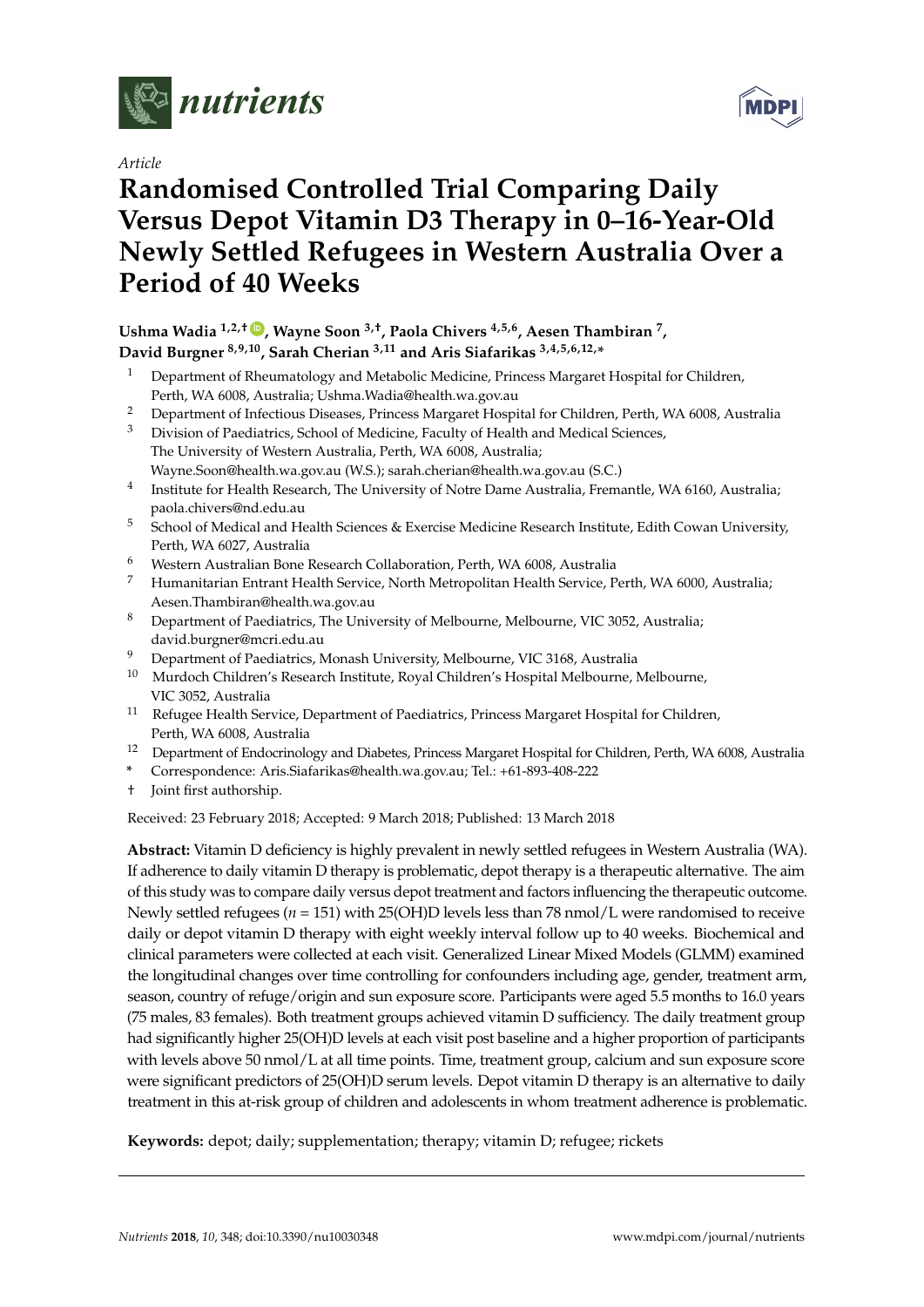*Article*

# Randomised Controlled Trial Comparing Daily Versus Depot Vitamin D3 Therapy in 0–16-Year-Old Newly Settled Refugees in Western Australia Over a Period of 40 Weeks

**Ushma Wadia [1,2,†], Wayne Soon [3,†], Paola Chivers [4,5,6], Aesen Thambiran [7], David Burgner [8,9,10], Sarah Cherian [3,11] and Aris Siafarikas [3,4,5,6,12,*]**

1. Department of Rheumatology and Metabolic Medicine, Princess Margaret Hospital for Children, Perth, WA 6008, Australia; Ushma.Wadia@health.wa.gov.au
2. Department of Infectious Diseases, Princess Margaret Hospital for Children, Perth, WA 6008, Australia
3. Division of Paediatrics, School of Medicine, Faculty of Health and Medical Sciences, The University of Western Australia, Perth, WA 6008, Australia; Wayne.Soon@health.wa.gov.au (W.S.); sarah.cherian@health.wa.gov.au (S.C.)
4. Institute for Health Research, The University of Notre Dame Australia, Fremantle, WA 6160, Australia; paola.chivers@nd.edu.au
5. School of Medical and Health Sciences & Exercise Medicine Research Institute, Edith Cowan University, Perth, WA 6027, Australia
6. Western Australian Bone Research Collaboration, Perth, WA 6008, Australia
7. Humanitarian Entrant Health Service, North Metropolitan Health Service, Perth, WA 6000, Australia; Aesen.Thambiran@health.wa.gov.au
8. Department of Paediatrics, The University of Melbourne, Melbourne, VIC 3052, Australia; david.burgner@mcri.edu.au
9. Department of Paediatrics, Monash University, Melbourne, VIC 3168, Australia
10. Murdoch Children's Research Institute, Royal Children's Hospital Melbourne, Melbourne, VIC 3052, Australia
11. Refugee Health Service, Department of Paediatrics, Princess Margaret Hospital for Children, Perth, WA 6008, Australia
12. Department of Endocrinology and Diabetes, Princess Margaret Hospital for Children, Perth, WA 6008, Australia

\* Correspondence: Aris.Siafarikas@health.wa.gov.au; Tel.: +61-893-408-222

† Joint first authorship.

Received: 23 February 2018; Accepted: 9 March 2018; Published: 13 March 2018

**Abstract:** Vitamin D deficiency is highly prevalent in newly settled refugees in Western Australia (WA). If adherence to daily vitamin D therapy is problematic, depot therapy is a therapeutic alternative. The aim of this study was to compare daily versus depot treatment and factors influencing the therapeutic outcome. Newly settled refugees ($n$ = 151) with 25(OH)D levels less than 78 nmol/L were randomised to receive daily or depot vitamin D therapy with eight weekly interval follow up to 40 weeks. Biochemical and clinical parameters were collected at each visit. Generalized Linear Mixed Models (GLMM) examined the longitudinal changes over time controlling for confounders including age, gender, treatment arm, season, country of refuge/origin and sun exposure score. Participants were aged 5.5 months to 16.0 years (75 males, 83 females). Both treatment groups achieved vitamin D sufficiency. The daily treatment group had significantly higher 25(OH)D levels at each visit post baseline and a higher proportion of participants with levels above 50 nmol/L at all time points. Time, treatment group, calcium and sun exposure score were significant predictors of 25(OH)D serum levels. Depot vitamin D therapy is an alternative to daily treatment in this at-risk group of children and adolescents in whom treatment adherence is problematic.

**Keywords:** depot; daily; supplementation; therapy; vitamin D; refugee; rickets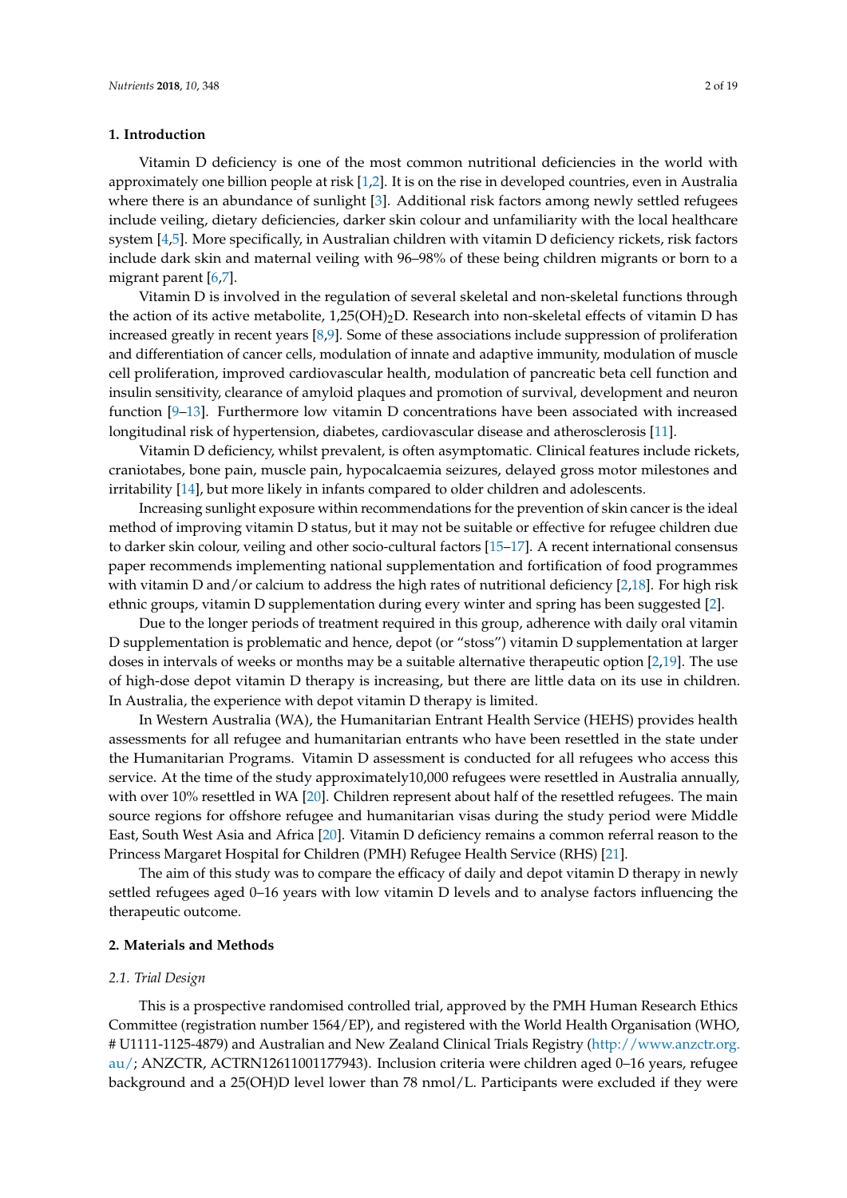## 1. Introduction

Vitamin D deficiency is one of the most common nutritional deficiencies in the world with approximately one billion people at risk [1,2]. It is on the rise in developed countries, even in Australia where there is an abundance of sunlight [3]. Additional risk factors among newly settled refugees include veiling, dietary deficiencies, darker skin colour and unfamiliarity with the local healthcare system [4,5]. More specifically, in Australian children with vitamin D deficiency rickets, risk factors include dark skin and maternal veiling with 96–98% of these being children migrants or born to a migrant parent [6,7].

Vitamin D is involved in the regulation of several skeletal and non-skeletal functions through the action of its active metabolite, $1{,}25(OH)_2D$. Research into non-skeletal effects of vitamin D has increased greatly in recent years [8,9]. Some of these associations include suppression of proliferation and differentiation of cancer cells, modulation of innate and adaptive immunity, modulation of muscle cell proliferation, improved cardiovascular health, modulation of pancreatic beta cell function and insulin sensitivity, clearance of amyloid plaques and promotion of survival, development and neuron function [9–13]. Furthermore low vitamin D concentrations have been associated with increased longitudinal risk of hypertension, diabetes, cardiovascular disease and atherosclerosis [11].

Vitamin D deficiency, whilst prevalent, is often asymptomatic. Clinical features include rickets, craniotabes, bone pain, muscle pain, hypocalcaemia seizures, delayed gross motor milestones and irritability [14], but more likely in infants compared to older children and adolescents.

Increasing sunlight exposure within recommendations for the prevention of skin cancer is the ideal method of improving vitamin D status, but it may not be suitable or effective for refugee children due to darker skin colour, veiling and other socio-cultural factors [15–17]. A recent international consensus paper recommends implementing national supplementation and fortification of food programmes with vitamin D and/or calcium to address the high rates of nutritional deficiency [2,18]. For high risk ethnic groups, vitamin D supplementation during every winter and spring has been suggested [2].

Due to the longer periods of treatment required in this group, adherence with daily oral vitamin D supplementation is problematic and hence, depot (or "stoss") vitamin D supplementation at larger doses in intervals of weeks or months may be a suitable alternative therapeutic option [2,19]. The use of high-dose depot vitamin D therapy is increasing, but there are little data on its use in children. In Australia, the experience with depot vitamin D therapy is limited.

In Western Australia (WA), the Humanitarian Entrant Health Service (HEHS) provides health assessments for all refugee and humanitarian entrants who have been resettled in the state under the Humanitarian Programs. Vitamin D assessment is conducted for all refugees who access this service. At the time of the study approximately10,000 refugees were resettled in Australia annually, with over 10% resettled in WA [20]. Children represent about half of the resettled refugees. The main source regions for offshore refugee and humanitarian visas during the study period were Middle East, South West Asia and Africa [20]. Vitamin D deficiency remains a common referral reason to the Princess Margaret Hospital for Children (PMH) Refugee Health Service (RHS) [21].

The aim of this study was to compare the efficacy of daily and depot vitamin D therapy in newly settled refugees aged 0–16 years with low vitamin D levels and to analyse factors influencing the therapeutic outcome.

## 2. Materials and Methods

### *2.1. Trial Design*

This is a prospective randomised controlled trial, approved by the PMH Human Research Ethics Committee (registration number 1564/EP), and registered with the World Health Organisation (WHO, # U1111-1125-4879) and Australian and New Zealand Clinical Trials Registry (http://www.anzctr.org.au/; ANZCTR, ACTRN12611001177943). Inclusion criteria were children aged 0–16 years, refugee background and a 25(OH)D level lower than 78 nmol/L. Participants were excluded if they were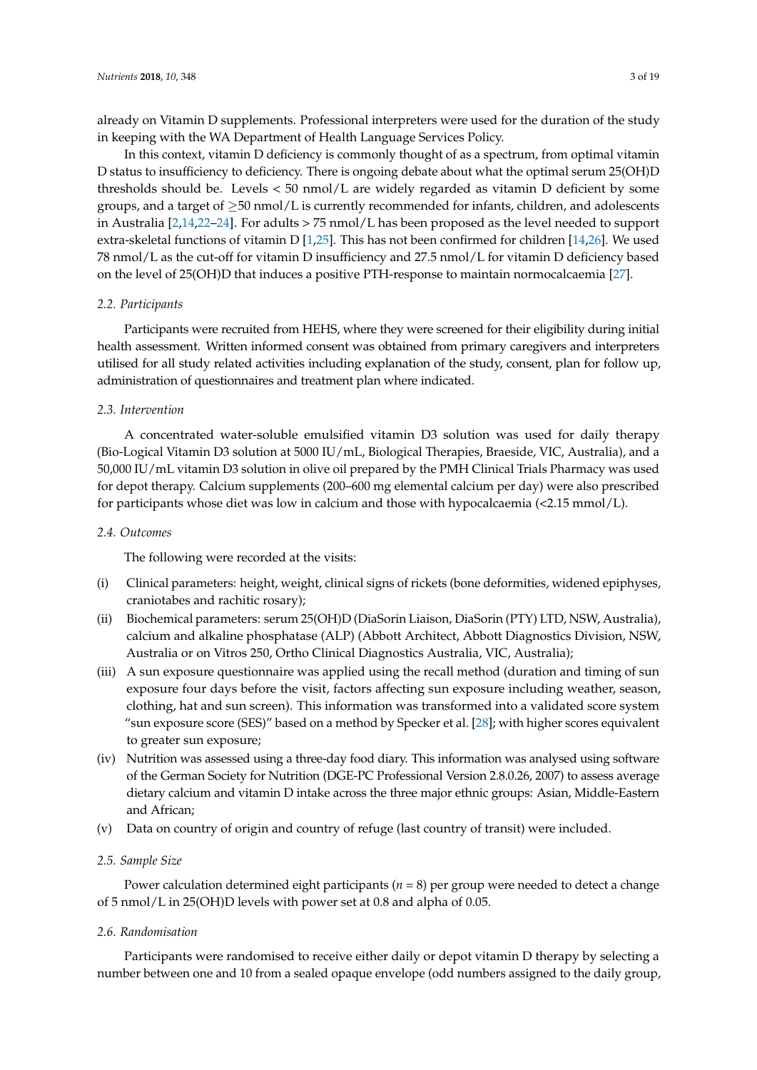already on Vitamin D supplements. Professional interpreters were used for the duration of the study in keeping with the WA Department of Health Language Services Policy.

In this context, vitamin D deficiency is commonly thought of as a spectrum, from optimal vitamin D status to insufficiency to deficiency. There is ongoing debate about what the optimal serum 25(OH)D thresholds should be. Levels < 50 nmol/L are widely regarded as vitamin D deficient by some groups, and a target of $\geq$50 nmol/L is currently recommended for infants, children, and adolescents in Australia [2,14,22–24]. For adults > 75 nmol/L has been proposed as the level needed to support extra-skeletal functions of vitamin D [1,25]. This has not been confirmed for children [14,26]. We used 78 nmol/L as the cut-off for vitamin D insufficiency and 27.5 nmol/L for vitamin D deficiency based on the level of 25(OH)D that induces a positive PTH-response to maintain normocalcaemia [27].

### 2.2. Participants

Participants were recruited from HEHS, where they were screened for their eligibility during initial health assessment. Written informed consent was obtained from primary caregivers and interpreters utilised for all study related activities including explanation of the study, consent, plan for follow up, administration of questionnaires and treatment plan where indicated.

### 2.3. Intervention

A concentrated water-soluble emulsified vitamin D3 solution was used for daily therapy (Bio-Logical Vitamin D3 solution at 5000 IU/mL, Biological Therapies, Braeside, VIC, Australia), and a 50,000 IU/mL vitamin D3 solution in olive oil prepared by the PMH Clinical Trials Pharmacy was used for depot therapy. Calcium supplements (200–600 mg elemental calcium per day) were also prescribed for participants whose diet was low in calcium and those with hypocalcaemia (<2.15 mmol/L).

### 2.4. Outcomes

The following were recorded at the visits:

(i) Clinical parameters: height, weight, clinical signs of rickets (bone deformities, widened epiphyses, craniotabes and rachitic rosary);

(ii) Biochemical parameters: serum 25(OH)D (DiaSorin Liaison, DiaSorin (PTY) LTD, NSW, Australia), calcium and alkaline phosphatase (ALP) (Abbott Architect, Abbott Diagnostics Division, NSW, Australia or on Vitros 250, Ortho Clinical Diagnostics Australia, VIC, Australia);

(iii) A sun exposure questionnaire was applied using the recall method (duration and timing of sun exposure four days before the visit, factors affecting sun exposure including weather, season, clothing, hat and sun screen). This information was transformed into a validated score system "sun exposure score (SES)" based on a method by Specker et al. [28]; with higher scores equivalent to greater sun exposure;

(iv) Nutrition was assessed using a three-day food diary. This information was analysed using software of the German Society for Nutrition (DGE-PC Professional Version 2.8.0.26, 2007) to assess average dietary calcium and vitamin D intake across the three major ethnic groups: Asian, Middle-Eastern and African;

(v) Data on country of origin and country of refuge (last country of transit) were included.

### 2.5. Sample Size

Power calculation determined eight participants ($n$ = 8) per group were needed to detect a change of 5 nmol/L in 25(OH)D levels with power set at 0.8 and alpha of 0.05.

### 2.6. Randomisation

Participants were randomised to receive either daily or depot vitamin D therapy by selecting a number between one and 10 from a sealed opaque envelope (odd numbers assigned to the daily group,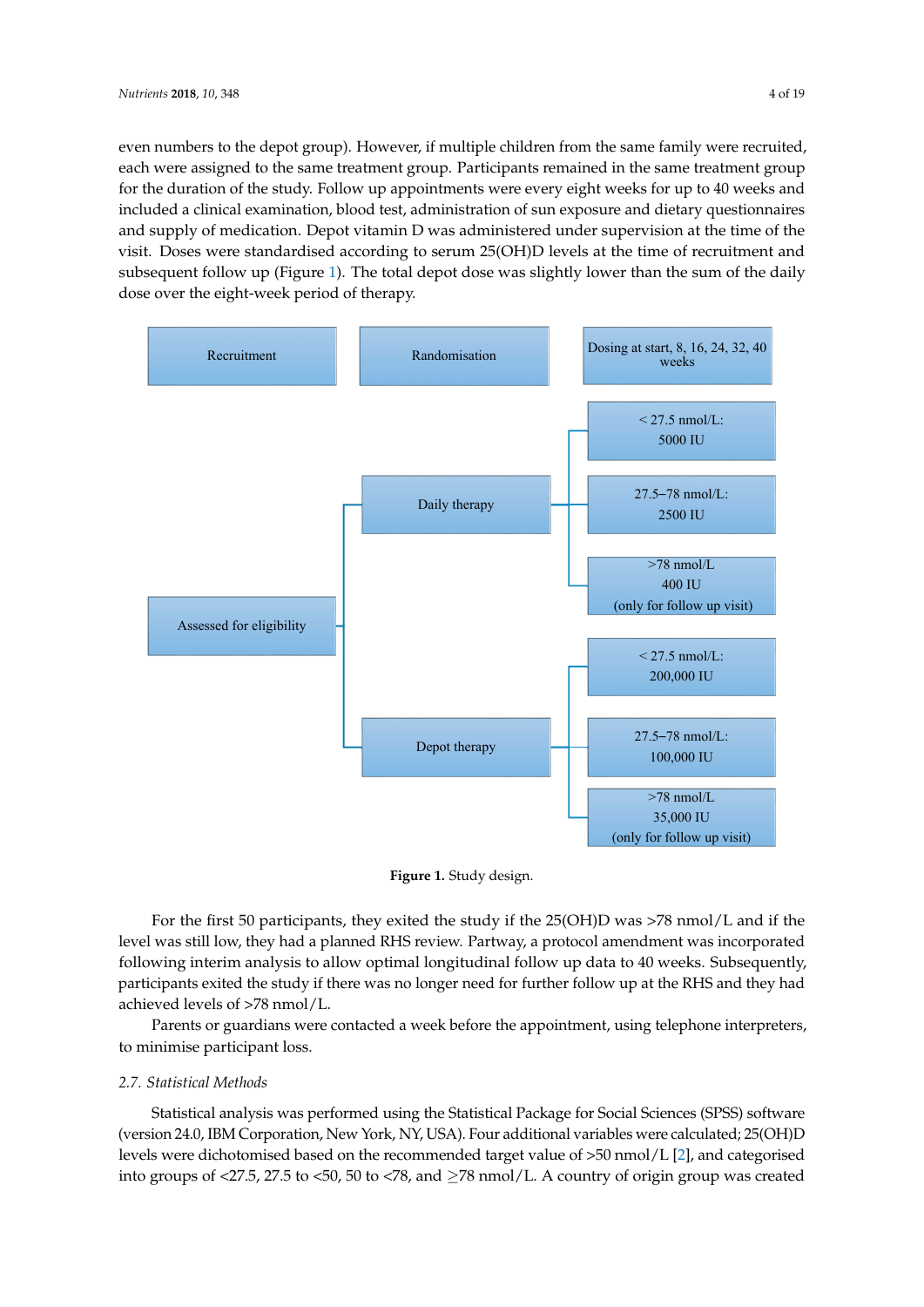even numbers to the depot group). However, if multiple children from the same family were recruited, each were assigned to the same treatment group. Participants remained in the same treatment group for the duration of the study. Follow up appointments were every eight weeks for up to 40 weeks and included a clinical examination, blood test, administration of sun exposure and dietary questionnaires and supply of medication. Depot vitamin D was administered under supervision at the time of the visit. Doses were standardised according to serum 25(OH)D levels at the time of recruitment and subsequent follow up (Figure 1). The total depot dose was slightly lower than the sum of the daily dose over the eight-week period of therapy.

Recruitment → Randomisation → Dosing at start, 8, 16, 24, 32, 40 weeks

Assessed for eligibility
- Daily therapy
  - < 27.5 nmol/L: 5000 IU
  - 27.5–78 nmol/L: 2500 IU
  - >78 nmol/L 400 IU (only for follow up visit)
- Depot therapy
  - < 27.5 nmol/L: 200,000 IU
  - 27.5–78 nmol/L: 100,000 IU
  - >78 nmol/L 35,000 IU (only for follow up visit)

**Figure 1.** Study design.

For the first 50 participants, they exited the study if the 25(OH)D was >78 nmol/L and if the level was still low, they had a planned RHS review. Partway, a protocol amendment was incorporated following interim analysis to allow optimal longitudinal follow up data to 40 weeks. Subsequently, participants exited the study if there was no longer need for further follow up at the RHS and they had achieved levels of >78 nmol/L.

Parents or guardians were contacted a week before the appointment, using telephone interpreters, to minimise participant loss.

### 2.7. Statistical Methods

Statistical analysis was performed using the Statistical Package for Social Sciences (SPSS) software (version 24.0, IBM Corporation, New York, NY, USA). Four additional variables were calculated; 25(OH)D levels were dichotomised based on the recommended target value of >50 nmol/L [2], and categorised into groups of <27.5, 27.5 to <50, 50 to <78, and ≥78 nmol/L. A country of origin group was created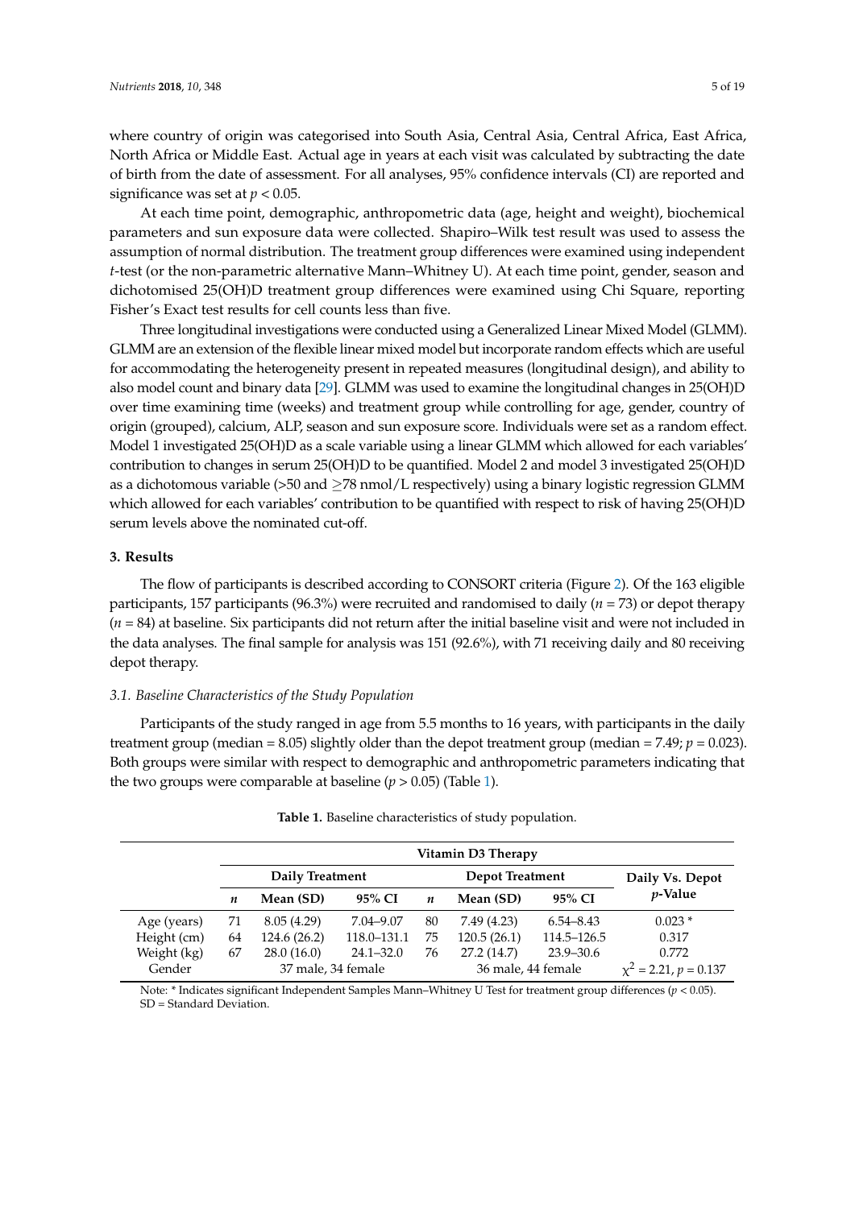where country of origin was categorised into South Asia, Central Asia, Central Africa, East Africa, North Africa or Middle East. Actual age in years at each visit was calculated by subtracting the date of birth from the date of assessment. For all analyses, 95% confidence intervals (CI) are reported and significance was set at $p < 0.05$.

At each time point, demographic, anthropometric data (age, height and weight), biochemical parameters and sun exposure data were collected. Shapiro–Wilk test result was used to assess the assumption of normal distribution. The treatment group differences were examined using independent *t*-test (or the non-parametric alternative Mann–Whitney U). At each time point, gender, season and dichotomised 25(OH)D treatment group differences were examined using Chi Square, reporting Fisher's Exact test results for cell counts less than five.

Three longitudinal investigations were conducted using a Generalized Linear Mixed Model (GLMM). GLMM are an extension of the flexible linear mixed model but incorporate random effects which are useful for accommodating the heterogeneity present in repeated measures (longitudinal design), and ability to also model count and binary data [29]. GLMM was used to examine the longitudinal changes in 25(OH)D over time examining time (weeks) and treatment group while controlling for age, gender, country of origin (grouped), calcium, ALP, season and sun exposure score. Individuals were set as a random effect. Model 1 investigated 25(OH)D as a scale variable using a linear GLMM which allowed for each variables' contribution to changes in serum 25(OH)D to be quantified. Model 2 and model 3 investigated 25(OH)D as a dichotomous variable (>50 and ≥78 nmol/L respectively) using a binary logistic regression GLMM which allowed for each variables' contribution to be quantified with respect to risk of having 25(OH)D serum levels above the nominated cut-off.

## 3. Results

The flow of participants is described according to CONSORT criteria (Figure 2). Of the 163 eligible participants, 157 participants (96.3%) were recruited and randomised to daily ($n = 73$) or depot therapy ($n = 84$) at baseline. Six participants did not return after the initial baseline visit and were not included in the data analyses. The final sample for analysis was 151 (92.6%), with 71 receiving daily and 80 receiving depot therapy.

### *3.1. Baseline Characteristics of the Study Population*

Participants of the study ranged in age from 5.5 months to 16 years, with participants in the daily treatment group (median = 8.05) slightly older than the depot treatment group (median = 7.49; $p = 0.023$). Both groups were similar with respect to demographic and anthropometric parameters indicating that the two groups were comparable at baseline ($p > 0.05$) (Table 1).

**Table 1.** Baseline characteristics of study population.

| | Vitamin D3 Therapy | | | | | | |
|---|---|---|---|---|---|---|---|
| | Daily Treatment | | | Depot Treatment | | | Daily Vs. Depot |
| | *n* | Mean (SD) | 95% CI | *n* | Mean (SD) | 95% CI | *p*-Value |
| Age (years) | 71 | 8.05 (4.29) | 7.04–9.07 | 80 | 7.49 (4.23) | 6.54–8.43 | 0.023 * |
| Height (cm) | 64 | 124.6 (26.2) | 118.0–131.1 | 75 | 120.5 (26.1) | 114.5–126.5 | 0.317 |
| Weight (kg) | 67 | 28.0 (16.0) | 24.1–32.0 | 76 | 27.2 (14.7) | 23.9–30.6 | 0.772 |
| Gender | 37 male, 34 female | | | 36 male, 44 female | | | $\chi^2 = 2.21$, $p = 0.137$ |

Note: * Indicates significant Independent Samples Mann–Whitney U Test for treatment group differences ($p < 0.05$). SD = Standard Deviation.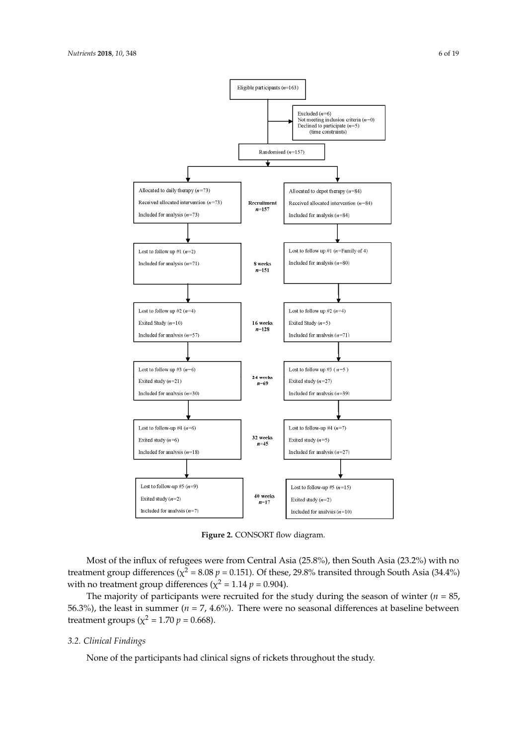Eligible participants ($n$=163)

Excluded ($n$=6)
Not meeting inclusion criteria ($n$=0)
Declined to participate ($n$=5)
(time constraints)

Randomised ($n$=157)

| Daily therapy | | Depot therapy |
| --- | --- | --- |
| Allocated to daily therapy ($n$=73)<br>Received allocated intervention ($n$=73)<br>Included for analysis ($n$=73) | **Recruitment** $n$=157 | Allocated to depot therapy ($n$=84)<br>Received allocated intervention ($n$=84)<br>Included for analysis ($n$=84) |
| Lost to follow up #1 ($n$=2)<br>Included for analysis ($n$=71) | **8 weeks** $n$=151 | Lost to follow up #1 ($n$=Family of 4)<br>Included for analysis ($n$=80) |
| Lost to follow up #2 ($n$=4)<br>Exited Study ($n$=10)<br>Included for analysis ($n$=57) | **16 weeks** $n$=128 | Lost to follow up #2 ($n$=4)<br>Exited Study ($n$=5)<br>Included for analysis ($n$=71) |
| Lost to follow up #3 ($n$=6)<br>Exited study ($n$=21)<br>Included for analysis ($n$=30) | **24 weeks** $n$=69 | Lost to follow up #3 ($n$=5)<br>Exited study ($n$=27)<br>Included for analysis ($n$=39) |
| Lost to follow-up #4 ($n$=6)<br>Exited study ($n$=6)<br>Included for analysis ($n$=18) | **32 weeks** $n$=45 | Lost to follow-up #4 ($n$=7)<br>Exited study ($n$=5)<br>Included for analysis ($n$=27) |
| Lost to follow-up #5 ($n$=9)<br>Exited study ($n$=2)<br>Included for analysis ($n$=7) | **40 weeks** $n$=17 | Lost to follow-up #5 ($n$=15)<br>Exited study ($n$=2)<br>Included for analysis ($n$=10) |

**Figure 2.** CONSORT flow diagram.

Most of the influx of refugees were from Central Asia (25.8%), then South Asia (23.2%) with no treatment group differences ($\chi^2$ = 8.08 $p$ = 0.151). Of these, 29.8% transited through South Asia (34.4%) with no treatment group differences ($\chi^2$ = 1.14 $p$ = 0.904).

The majority of participants were recruited for the study during the season of winter ($n$ = 85, 56.3%), the least in summer ($n$ = 7, 4.6%). There were no seasonal differences at baseline between treatment groups ($\chi^2$ = 1.70 $p$ = 0.668).

### 3.2. Clinical Findings

None of the participants had clinical signs of rickets throughout the study.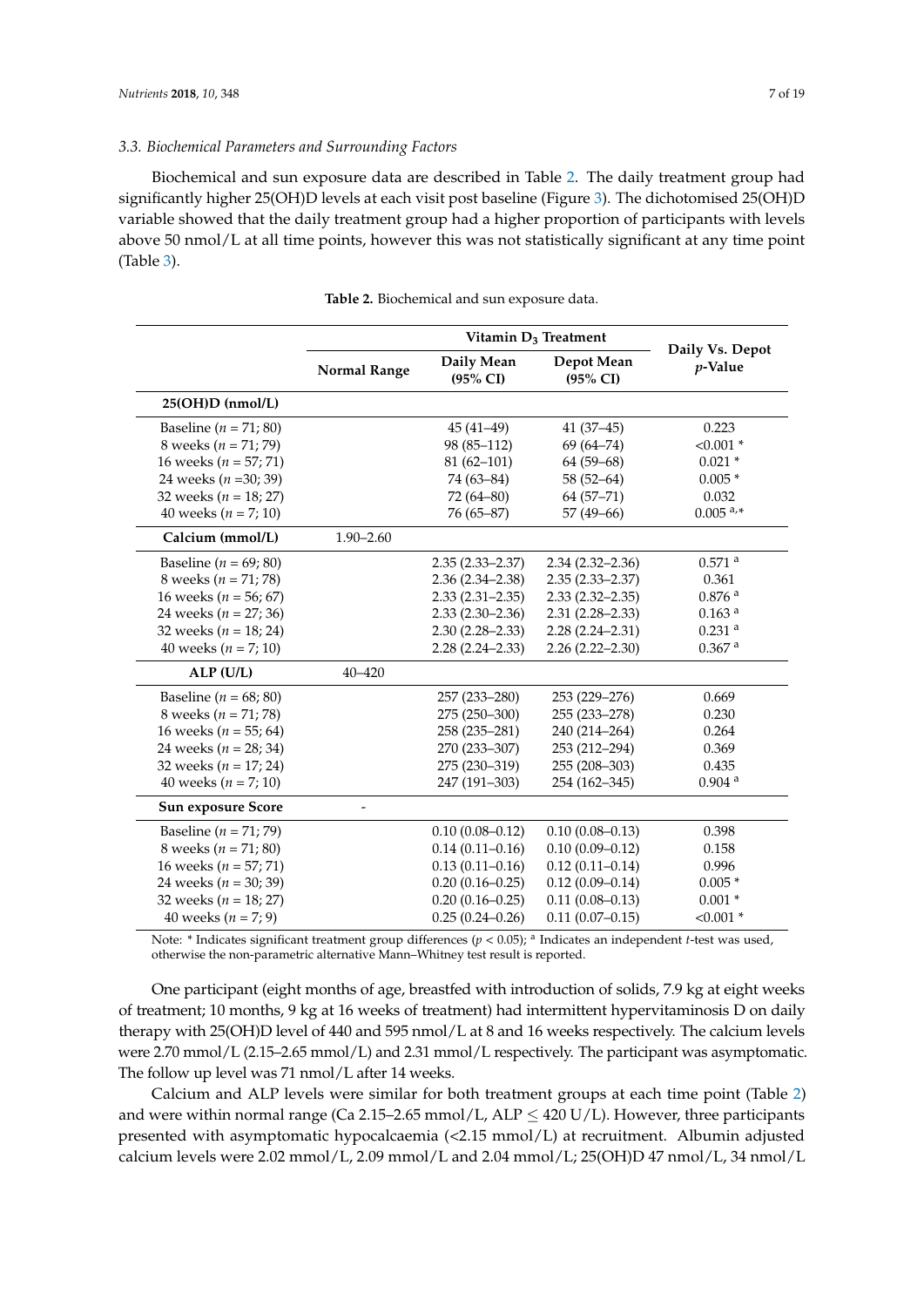### 3.3. Biochemical Parameters and Surrounding Factors

Biochemical and sun exposure data are described in Table 2. The daily treatment group had significantly higher 25(OH)D levels at each visit post baseline (Figure 3). The dichotomised 25(OH)D variable showed that the daily treatment group had a higher proportion of participants with levels above 50 nmol/L at all time points, however this was not statistically significant at any time point (Table 3).

**Table 2.** Biochemical and sun exposure data.

| | Normal Range | Vitamin $D_3$ Treatment Daily Mean (95% CI) | Vitamin $D_3$ Treatment Depot Mean (95% CI) | Daily Vs. Depot *p*-Value |
|---|---|---|---|---|
| **25(OH)D (nmol/L)** | | | | |
| Baseline ($n$ = 71; 80) | | 45 (41–49) | 41 (37–45) | 0.223 |
| 8 weeks ($n$ = 71; 79) | | 98 (85–112) | 69 (64–74) | <0.001 * |
| 16 weeks ($n$ = 57; 71) | | 81 (62–101) | 64 (59–68) | 0.021 * |
| 24 weeks ($n$ =30; 39) | | 74 (63–84) | 58 (52–64) | 0.005 * |
| 32 weeks ($n$ = 18; 27) | | 72 (64–80) | 64 (57–71) | 0.032 |
| 40 weeks ($n$ = 7; 10) | | 76 (65–87) | 57 (49–66) | 0.005 [a],* |
| **Calcium (mmol/L)** | 1.90–2.60 | | | |
| Baseline ($n$ = 69; 80) | | 2.35 (2.33–2.37) | 2.34 (2.32–2.36) | 0.571 [a] |
| 8 weeks ($n$ = 71; 78) | | 2.36 (2.34–2.38) | 2.35 (2.33–2.37) | 0.361 |
| 16 weeks ($n$ = 56; 67) | | 2.33 (2.31–2.35) | 2.33 (2.32–2.35) | 0.876 [a] |
| 24 weeks ($n$ = 27; 36) | | 2.33 (2.30–2.36) | 2.31 (2.28–2.33) | 0.163 [a] |
| 32 weeks ($n$ = 18; 24) | | 2.30 (2.28–2.33) | 2.28 (2.24–2.31) | 0.231 [a] |
| 40 weeks ($n$ = 7; 10) | | 2.28 (2.24–2.33) | 2.26 (2.22–2.30) | 0.367 [a] |
| **ALP (U/L)** | 40–420 | | | |
| Baseline ($n$ = 68; 80) | | 257 (233–280) | 253 (229–276) | 0.669 |
| 8 weeks ($n$ = 71; 78) | | 275 (250–300) | 255 (233–278) | 0.230 |
| 16 weeks ($n$ = 55; 64) | | 258 (235–281) | 240 (214–264) | 0.264 |
| 24 weeks ($n$ = 28; 34) | | 270 (233–307) | 253 (212–294) | 0.369 |
| 32 weeks ($n$ = 17; 24) | | 275 (230–319) | 255 (208–303) | 0.435 |
| 40 weeks ($n$ = 7; 10) | | 247 (191–303) | 254 (162–345) | 0.904 [a] |
| **Sun exposure Score** | - | | | |
| Baseline ($n$ = 71; 79) | | 0.10 (0.08–0.12) | 0.10 (0.08–0.13) | 0.398 |
| 8 weeks ($n$ = 71; 80) | | 0.14 (0.11–0.16) | 0.10 (0.09–0.12) | 0.158 |
| 16 weeks ($n$ = 57; 71) | | 0.13 (0.11–0.16) | 0.12 (0.11–0.14) | 0.996 |
| 24 weeks ($n$ = 30; 39) | | 0.20 (0.16–0.25) | 0.12 (0.09–0.14) | 0.005 * |
| 32 weeks ($n$ = 18; 27) | | 0.20 (0.16–0.25) | 0.11 (0.08–0.13) | 0.001 * |
| 40 weeks ($n$ = 7; 9) | | 0.25 (0.24–0.26) | 0.11 (0.07–0.15) | <0.001 * |

Note: * Indicates significant treatment group differences ($p < 0.05$); [a] Indicates an independent $t$-test was used, otherwise the non-parametric alternative Mann–Whitney test result is reported.

One participant (eight months of age, breastfed with introduction of solids, 7.9 kg at eight weeks of treatment; 10 months, 9 kg at 16 weeks of treatment) had intermittent hypervitaminosis D on daily therapy with 25(OH)D level of 440 and 595 nmol/L at 8 and 16 weeks respectively. The calcium levels were 2.70 mmol/L (2.15–2.65 mmol/L) and 2.31 mmol/L respectively. The participant was asymptomatic. The follow up level was 71 nmol/L after 14 weeks.

Calcium and ALP levels were similar for both treatment groups at each time point (Table 2) and were within normal range (Ca 2.15–2.65 mmol/L, ALP ≤ 420 U/L). However, three participants presented with asymptomatic hypocalcaemia (<2.15 mmol/L) at recruitment. Albumin adjusted calcium levels were 2.02 mmol/L, 2.09 mmol/L and 2.04 mmol/L; 25(OH)D 47 nmol/L, 34 nmol/L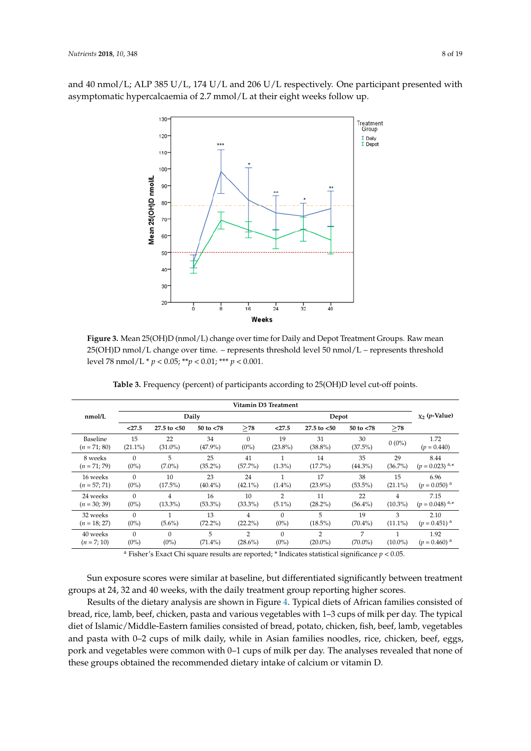and 40 nmol/L; ALP 385 U/L, 174 U/L and 206 U/L respectively. One participant presented with asymptomatic hypercalcaemia of 2.7 mmol/L at their eight weeks follow up.

**Figure 3.** Mean 25(OH)D (nmol/L) change over time for Daily and Depot Treatment Groups. Raw mean 25(OH)D nmol/L change over time. – represents threshold level 50 nmol/L – represents threshold level 78 nmol/L * $p < 0.05$; ** $p < 0.01$; *** $p < 0.001$.

**Table 3.** Frequency (percent) of participants according to 25(OH)D level cut-off points.

| nmol/L | Vitamin D3 Treatment | | | | | | | | $\chi_2$ ($p$-Value) |
|---|---|---|---|---|---|---|---|---|---|
| | Daily | | | | Depot | | | | |
| | <27.5 | 27.5 to <50 | 50 to <78 | ≥78 | <27.5 | 27.5 to <50 | 50 to <78 | ≥78 | |
| Baseline ($n$ = 71; 80) | 15 (21.1%) | 22 (31.0%) | 34 (47.9%) | 0 (0%) | 19 (23.8%) | 31 (38.8%) | 30 (37.5%) | 0 (0%) | 1.72 ($p$ = 0.440) |
| 8 weeks ($n$ = 71; 79) | 0 (0%) | 5 (7.0%) | 25 (35.2%) | 41 (57.7%) | 1 (1.3%) | 14 (17.7%) | 35 (44.3%) | 29 (36.7%) | 8.44 ($p$ = 0.023) [a,*] |
| 16 weeks ($n$ = 57; 71) | 0 (0%) | 10 (17.5%) | 23 (40.4%) | 24 (42.1%) | 1 (1.4%) | 17 (23.9%) | 38 (53.5%) | 15 (21.1%) | 6.96 ($p$ = 0.050) [a] |
| 24 weeks ($n$ = 30; 39) | 0 (0%) | 4 (13.3%) | 16 (53.3%) | 10 (33.3%) | 2 (5.1%) | 11 (28.2%) | 22 (56.4%) | 4 (10.3%) | 7.15 ($p$ = 0.048) [a,*] |
| 32 weeks ($n$ = 18; 27) | 0 (0%) | 1 (5.6%) | 13 (72.2%) | 4 (22.2%) | 0 (0%) | 5 (18.5%) | 19 (70.4%) | 3 (11.1%) | 2.10 ($p$ = 0.451) [a] |
| 40 weeks ($n$ = 7; 10) | 0 (0%) | 0 (0%) | 5 (71.4%) | 2 (28.6%) | 0 (0%) | 2 (20.0%) | 7 (70.0%) | 1 (10.0%) | 1.92 ($p$ = 0.460) [a] |

[a] Fisher's Exact Chi square results are reported; * Indicates statistical significance $p < 0.05$.

Sun exposure scores were similar at baseline, but differentiated significantly between treatment groups at 24, 32 and 40 weeks, with the daily treatment group reporting higher scores.

Results of the dietary analysis are shown in Figure 4. Typical diets of African families consisted of bread, rice, lamb, beef, chicken, pasta and various vegetables with 1–3 cups of milk per day. The typical diet of Islamic/Middle-Eastern families consisted of bread, potato, chicken, fish, beef, lamb, vegetables and pasta with 0–2 cups of milk daily, while in Asian families noodles, rice, chicken, beef, eggs, pork and vegetables were common with 0–1 cups of milk per day. The analyses revealed that none of these groups obtained the recommended dietary intake of calcium or vitamin D.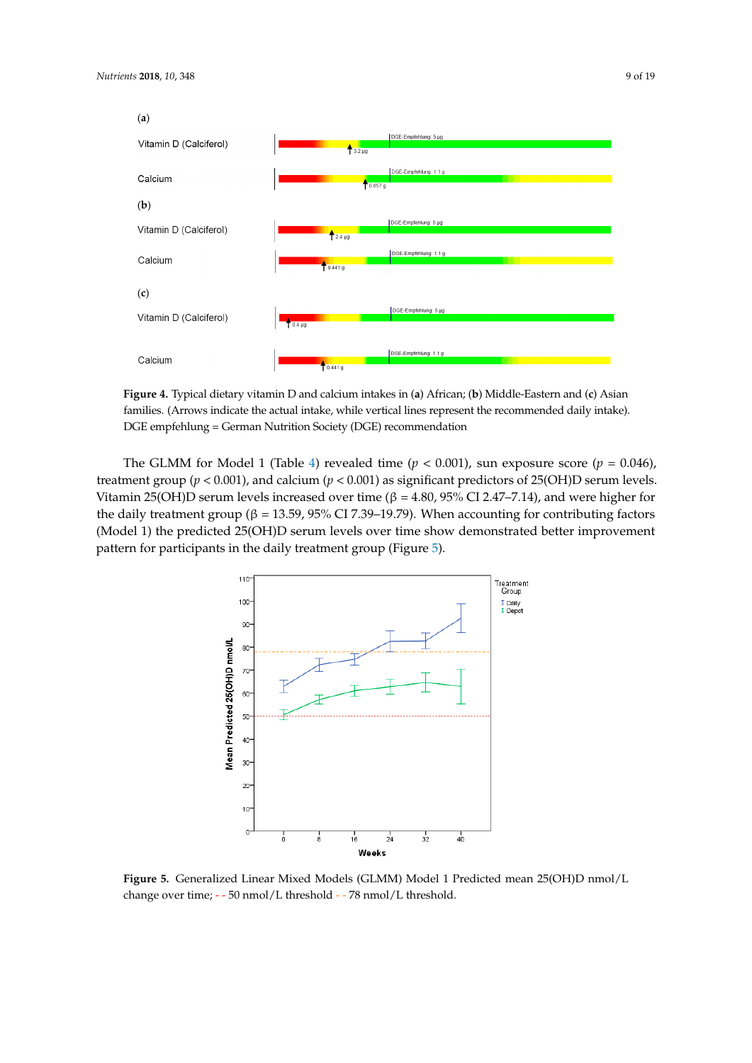**Figure 4.** Typical dietary vitamin D and calcium intakes in (**a**) African; (**b**) Middle-Eastern and (**c**) Asian families. (Arrows indicate the actual intake, while vertical lines represent the recommended daily intake). DGE empfehlung = German Nutrition Society (DGE) recommendation

The GLMM for Model 1 (Table 4) revealed time ($p < 0.001$), sun exposure score ($p = 0.046$), treatment group ($p < 0.001$), and calcium ($p < 0.001$) as significant predictors of 25(OH)D serum levels. Vitamin 25(OH)D serum levels increased over time ($\beta = 4.80$, 95% CI 2.47–7.14), and were higher for the daily treatment group ($\beta = 13.59$, 95% CI 7.39–19.79). When accounting for contributing factors (Model 1) the predicted 25(OH)D serum levels over time show demonstrated better improvement pattern for participants in the daily treatment group (Figure 5).

**Figure 5.** Generalized Linear Mixed Models (GLMM) Model 1 Predicted mean 25(OH)D nmol/L change over time; - - 50 nmol/L threshold - - 78 nmol/L threshold.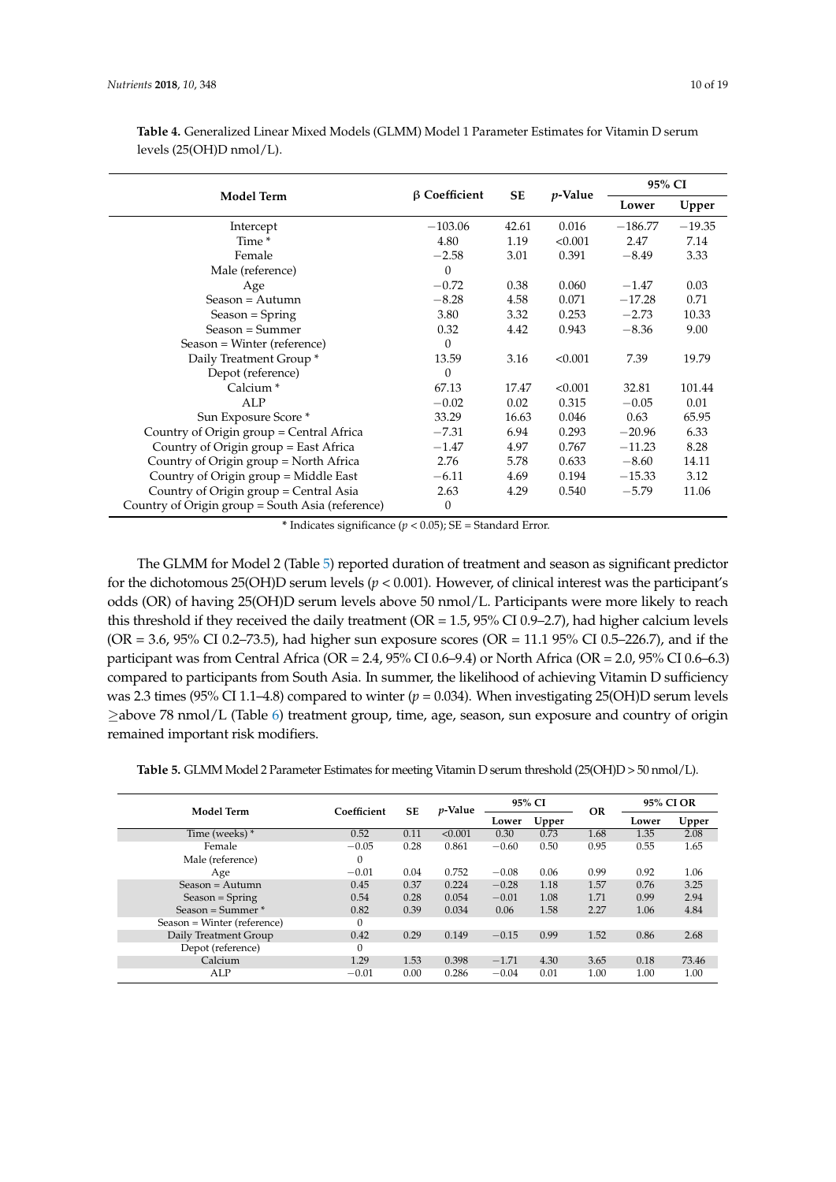**Table 4.** Generalized Linear Mixed Models (GLMM) Model 1 Parameter Estimates for Vitamin D serum levels (25(OH)D nmol/L).

| Model Term | β Coefficient | SE | $p$-Value | 95% CI | |
|---|---|---|---|---|---|
| | | | | Lower | Upper |
| Intercept | −103.06 | 42.61 | 0.016 | −186.77 | −19.35 |
| Time * | 4.80 | 1.19 | <0.001 | 2.47 | 7.14 |
| Female | −2.58 | 3.01 | 0.391 | −8.49 | 3.33 |
| Male (reference) | 0 | | | | |
| Age | −0.72 | 0.38 | 0.060 | −1.47 | 0.03 |
| Season = Autumn | −8.28 | 4.58 | 0.071 | −17.28 | 0.71 |
| Season = Spring | 3.80 | 3.32 | 0.253 | −2.73 | 10.33 |
| Season = Summer | 0.32 | 4.42 | 0.943 | −8.36 | 9.00 |
| Season = Winter (reference) | 0 | | | | |
| Daily Treatment Group * | 13.59 | 3.16 | <0.001 | 7.39 | 19.79 |
| Depot (reference) | 0 | | | | |
| Calcium * | 67.13 | 17.47 | <0.001 | 32.81 | 101.44 |
| ALP | −0.02 | 0.02 | 0.315 | −0.05 | 0.01 |
| Sun Exposure Score * | 33.29 | 16.63 | 0.046 | 0.63 | 65.95 |
| Country of Origin group = Central Africa | −7.31 | 6.94 | 0.293 | −20.96 | 6.33 |
| Country of Origin group = East Africa | −1.47 | 4.97 | 0.767 | −11.23 | 8.28 |
| Country of Origin group = North Africa | 2.76 | 5.78 | 0.633 | −8.60 | 14.11 |
| Country of Origin group = Middle East | −6.11 | 4.69 | 0.194 | −15.33 | 3.12 |
| Country of Origin group = Central Asia | 2.63 | 4.29 | 0.540 | −5.79 | 11.06 |
| Country of Origin group = South Asia (reference) | 0 | | | | |

* Indicates significance ($p < 0.05$); SE = Standard Error.

The GLMM for Model 2 (Table 5) reported duration of treatment and season as significant predictor for the dichotomous 25(OH)D serum levels ($p < 0.001$). However, of clinical interest was the participant's odds (OR) of having 25(OH)D serum levels above 50 nmol/L. Participants were more likely to reach this threshold if they received the daily treatment (OR = 1.5, 95% CI 0.9–2.7), had higher calcium levels (OR = 3.6, 95% CI 0.2–73.5), had higher sun exposure scores (OR = 11.1 95% CI 0.5–226.7), and if the participant was from Central Africa (OR = 2.4, 95% CI 0.6–9.4) or North Africa (OR = 2.0, 95% CI 0.6–6.3) compared to participants from South Asia. In summer, the likelihood of achieving Vitamin D sufficiency was 2.3 times (95% CI 1.1–4.8) compared to winter ($p = 0.034$). When investigating 25(OH)D serum levels ≥above 78 nmol/L (Table 6) treatment group, time, age, season, sun exposure and country of origin remained important risk modifiers.

**Table 5.** GLMM Model 2 Parameter Estimates for meeting Vitamin D serum threshold (25(OH)D > 50 nmol/L).

| Model Term | Coefficient | SE | $p$-Value | 95% CI | | OR | 95% CI OR | |
|---|---|---|---|---|---|---|---|---|
| | | | | Lower | Upper | | Lower | Upper |
| Time (weeks) * | 0.52 | 0.11 | <0.001 | 0.30 | 0.73 | 1.68 | 1.35 | 2.08 |
| Female | −0.05 | 0.28 | 0.861 | −0.60 | 0.50 | 0.95 | 0.55 | 1.65 |
| Male (reference) | 0 | | | | | | | |
| Age | −0.01 | 0.04 | 0.752 | −0.08 | 0.06 | 0.99 | 0.92 | 1.06 |
| Season = Autumn | 0.45 | 0.37 | 0.224 | −0.28 | 1.18 | 1.57 | 0.76 | 3.25 |
| Season = Spring | 0.54 | 0.28 | 0.054 | −0.01 | 1.08 | 1.71 | 0.99 | 2.94 |
| Season = Summer * | 0.82 | 0.39 | 0.034 | 0.06 | 1.58 | 2.27 | 1.06 | 4.84 |
| Season = Winter (reference) | 0 | | | | | | | |
| Daily Treatment Group | 0.42 | 0.29 | 0.149 | −0.15 | 0.99 | 1.52 | 0.86 | 2.68 |
| Depot (reference) | 0 | | | | | | | |
| Calcium | 1.29 | 1.53 | 0.398 | −1.71 | 4.30 | 3.65 | 0.18 | 73.46 |
| ALP | −0.01 | 0.00 | 0.286 | −0.04 | 0.01 | 1.00 | 1.00 | 1.00 |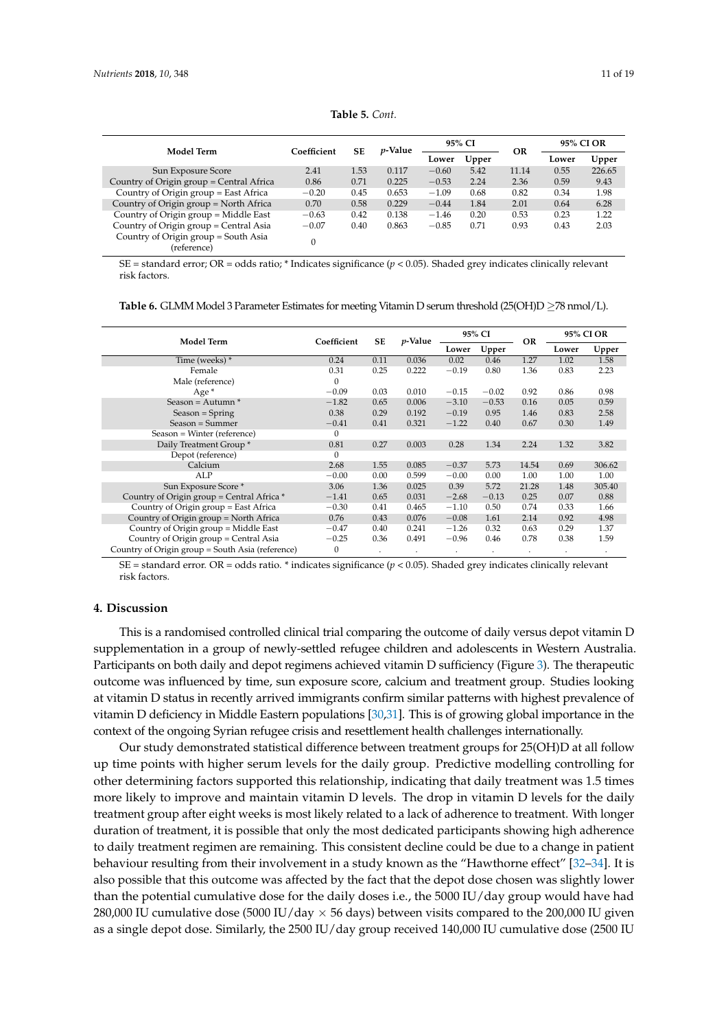**Table 5.** *Cont.*

| Model Term | Coefficient | SE | *p*-Value | 95% CI | | OR | 95% CI OR | |
|---|---|---|---|---|---|---|---|---|
| | | | | Lower | Upper | | Lower | Upper |
| Sun Exposure Score | 2.41 | 1.53 | 0.117 | −0.60 | 5.42 | 11.14 | 0.55 | 226.65 |
| Country of Origin group = Central Africa | 0.86 | 0.71 | 0.225 | −0.53 | 2.24 | 2.36 | 0.59 | 9.43 |
| Country of Origin group = East Africa | −0.20 | 0.45 | 0.653 | −1.09 | 0.68 | 0.82 | 0.34 | 1.98 |
| Country of Origin group = North Africa | 0.70 | 0.58 | 0.229 | −0.44 | 1.84 | 2.01 | 0.64 | 6.28 |
| Country of Origin group = Middle East | −0.63 | 0.42 | 0.138 | −1.46 | 0.20 | 0.53 | 0.23 | 1.22 |
| Country of Origin group = Central Asia | −0.07 | 0.40 | 0.863 | −0.85 | 0.71 | 0.93 | 0.43 | 2.03 |
| Country of Origin group = South Asia (reference) | 0 | | | | | | | |

SE = standard error; OR = odds ratio; * Indicates significance ($p < 0.05$). Shaded grey indicates clinically relevant risk factors.

**Table 6.** GLMM Model 3 Parameter Estimates for meeting Vitamin D serum threshold (25(OH)D ≥78 nmol/L).

| Model Term | Coefficient | SE | *p*-Value | 95% CI | | OR | 95% CI OR | |
|---|---|---|---|---|---|---|---|---|
| | | | | Lower | Upper | | Lower | Upper |
| Time (weeks) * | 0.24 | 0.11 | 0.036 | 0.02 | 0.46 | 1.27 | 1.02 | 1.58 |
| Female | 0.31 | 0.25 | 0.222 | −0.19 | 0.80 | 1.36 | 0.83 | 2.23 |
| Male (reference) | 0 | | | | | | | |
| Age * | −0.09 | 0.03 | 0.010 | −0.15 | −0.02 | 0.92 | 0.86 | 0.98 |
| Season = Autumn * | −1.82 | 0.65 | 0.006 | −3.10 | −0.53 | 0.16 | 0.05 | 0.59 |
| Season = Spring | 0.38 | 0.29 | 0.192 | −0.19 | 0.95 | 1.46 | 0.83 | 2.58 |
| Season = Summer | −0.41 | 0.41 | 0.321 | −1.22 | 0.40 | 0.67 | 0.30 | 1.49 |
| Season = Winter (reference) | 0 | | | | | | | |
| Daily Treatment Group * | 0.81 | 0.27 | 0.003 | 0.28 | 1.34 | 2.24 | 1.32 | 3.82 |
| Depot (reference) | 0 | | | | | | | |
| Calcium | 2.68 | 1.55 | 0.085 | −0.37 | 5.73 | 14.54 | 0.69 | 306.62 |
| ALP | −0.00 | 0.00 | 0.599 | −0.00 | 0.00 | 1.00 | 1.00 | 1.00 |
| Sun Exposure Score * | 3.06 | 1.36 | 0.025 | 0.39 | 5.72 | 21.28 | 1.48 | 305.40 |
| Country of Origin group = Central Africa * | −1.41 | 0.65 | 0.031 | −2.68 | −0.13 | 0.25 | 0.07 | 0.88 |
| Country of Origin group = East Africa | −0.30 | 0.41 | 0.465 | −1.10 | 0.50 | 0.74 | 0.33 | 1.66 |
| Country of Origin group = North Africa | 0.76 | 0.43 | 0.076 | −0.08 | 1.61 | 2.14 | 0.92 | 4.98 |
| Country of Origin group = Middle East | −0.47 | 0.40 | 0.241 | −1.26 | 0.32 | 0.63 | 0.29 | 1.37 |
| Country of Origin group = Central Asia | −0.25 | 0.36 | 0.491 | −0.96 | 0.46 | 0.78 | 0.38 | 1.59 |
| Country of Origin group = South Asia (reference) | 0 | . | . | . | . | . | . | . |

SE = standard error. OR = odds ratio. * indicates significance ($p < 0.05$). Shaded grey indicates clinically relevant risk factors.

## 4. Discussion

This is a randomised controlled clinical trial comparing the outcome of daily versus depot vitamin D supplementation in a group of newly-settled refugee children and adolescents in Western Australia. Participants on both daily and depot regimens achieved vitamin D sufficiency (Figure 3). The therapeutic outcome was influenced by time, sun exposure score, calcium and treatment group. Studies looking at vitamin D status in recently arrived immigrants confirm similar patterns with highest prevalence of vitamin D deficiency in Middle Eastern populations [30,31]. This is of growing global importance in the context of the ongoing Syrian refugee crisis and resettlement health challenges internationally.

Our study demonstrated statistical difference between treatment groups for 25(OH)D at all follow up time points with higher serum levels for the daily group. Predictive modelling controlling for other determining factors supported this relationship, indicating that daily treatment was 1.5 times more likely to improve and maintain vitamin D levels. The drop in vitamin D levels for the daily treatment group after eight weeks is most likely related to a lack of adherence to treatment. With longer duration of treatment, it is possible that only the most dedicated participants showing high adherence to daily treatment regimen are remaining. This consistent decline could be due to a change in patient behaviour resulting from their involvement in a study known as the "Hawthorne effect" [32–34]. It is also possible that this outcome was affected by the fact that the depot dose chosen was slightly lower than the potential cumulative dose for the daily doses i.e., the 5000 IU/day group would have had 280,000 IU cumulative dose (5000 IU/day × 56 days) between visits compared to the 200,000 IU given as a single depot dose. Similarly, the 2500 IU/day group received 140,000 IU cumulative dose (2500 IU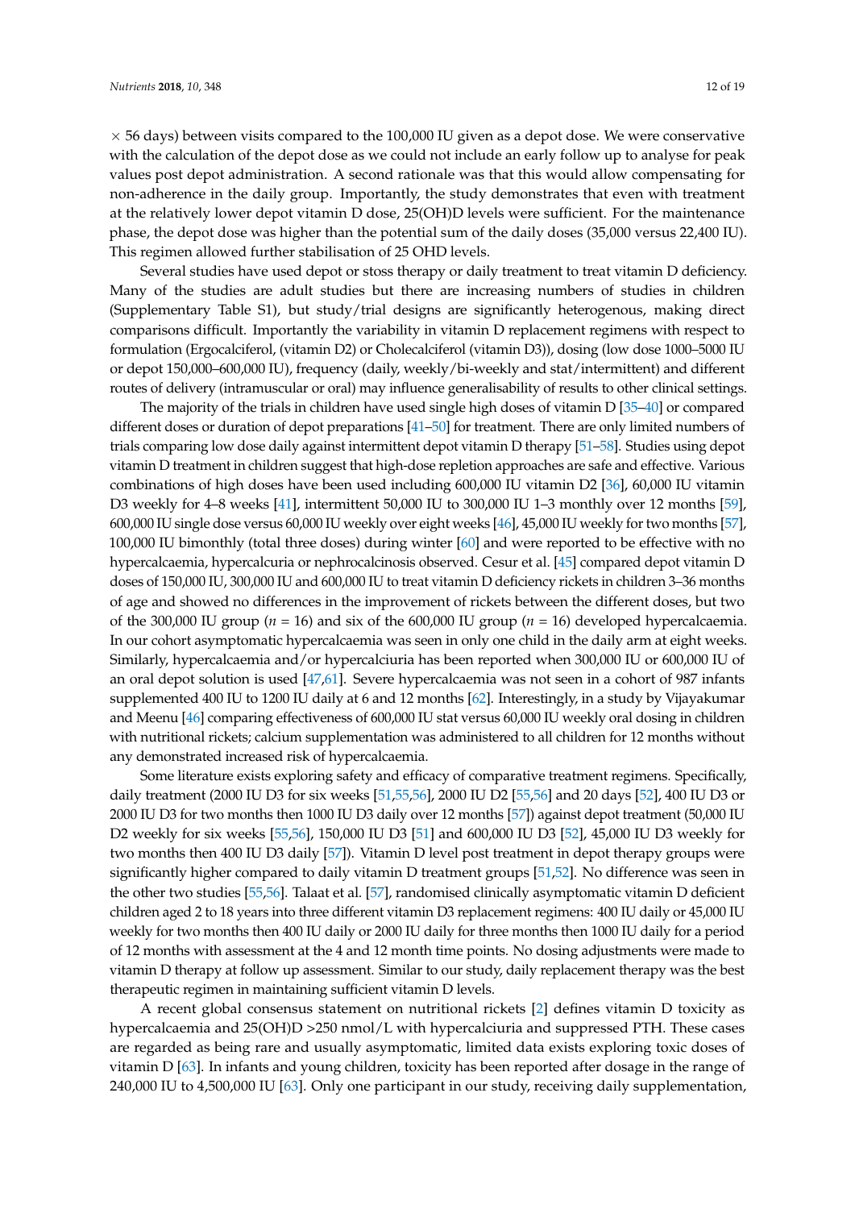$\times$ 56 days) between visits compared to the 100,000 IU given as a depot dose. We were conservative with the calculation of the depot dose as we could not include an early follow up to analyse for peak values post depot administration. A second rationale was that this would allow compensating for non-adherence in the daily group. Importantly, the study demonstrates that even with treatment at the relatively lower depot vitamin D dose, 25(OH)D levels were sufficient. For the maintenance phase, the depot dose was higher than the potential sum of the daily doses (35,000 versus 22,400 IU). This regimen allowed further stabilisation of 25 OHD levels.

Several studies have used depot or stoss therapy or daily treatment to treat vitamin D deficiency. Many of the studies are adult studies but there are increasing numbers of studies in children (Supplementary Table S1), but study/trial designs are significantly heterogenous, making direct comparisons difficult. Importantly the variability in vitamin D replacement regimens with respect to formulation (Ergocalciferol, (vitamin D2) or Cholecalciferol (vitamin D3)), dosing (low dose 1000–5000 IU or depot 150,000–600,000 IU), frequency (daily, weekly/bi-weekly and stat/intermittent) and different routes of delivery (intramuscular or oral) may influence generalisability of results to other clinical settings.

The majority of the trials in children have used single high doses of vitamin D [35–40] or compared different doses or duration of depot preparations [41–50] for treatment. There are only limited numbers of trials comparing low dose daily against intermittent depot vitamin D therapy [51–58]. Studies using depot vitamin D treatment in children suggest that high-dose repletion approaches are safe and effective. Various combinations of high doses have been used including 600,000 IU vitamin D2 [36], 60,000 IU vitamin D3 weekly for 4–8 weeks [41], intermittent 50,000 IU to 300,000 IU 1–3 monthly over 12 months [59], 600,000 IU single dose versus 60,000 IU weekly over eight weeks [46], 45,000 IU weekly for two months [57], 100,000 IU bimonthly (total three doses) during winter [60] and were reported to be effective with no hypercalcaemia, hypercalcuria or nephrocalcinosis observed. Cesur et al. [45] compared depot vitamin D doses of 150,000 IU, 300,000 IU and 600,000 IU to treat vitamin D deficiency rickets in children 3–36 months of age and showed no differences in the improvement of rickets between the different doses, but two of the 300,000 IU group ($n$ = 16) and six of the 600,000 IU group ($n$ = 16) developed hypercalcaemia. In our cohort asymptomatic hypercalcaemia was seen in only one child in the daily arm at eight weeks. Similarly, hypercalcaemia and/or hypercalciuria has been reported when 300,000 IU or 600,000 IU of an oral depot solution is used [47,61]. Severe hypercalcaemia was not seen in a cohort of 987 infants supplemented 400 IU to 1200 IU daily at 6 and 12 months [62]. Interestingly, in a study by Vijayakumar and Meenu [46] comparing effectiveness of 600,000 IU stat versus 60,000 IU weekly oral dosing in children with nutritional rickets; calcium supplementation was administered to all children for 12 months without any demonstrated increased risk of hypercalcaemia.

Some literature exists exploring safety and efficacy of comparative treatment regimens. Specifically, daily treatment (2000 IU D3 for six weeks [51,55,56], 2000 IU D2 [55,56] and 20 days [52], 400 IU D3 or 2000 IU D3 for two months then 1000 IU D3 daily over 12 months [57]) against depot treatment (50,000 IU D2 weekly for six weeks [55,56], 150,000 IU D3 [51] and 600,000 IU D3 [52], 45,000 IU D3 weekly for two months then 400 IU D3 daily [57]). Vitamin D level post treatment in depot therapy groups were significantly higher compared to daily vitamin D treatment groups [51,52]. No difference was seen in the other two studies [55,56]. Talaat et al. [57], randomised clinically asymptomatic vitamin D deficient children aged 2 to 18 years into three different vitamin D3 replacement regimens: 400 IU daily or 45,000 IU weekly for two months then 400 IU daily or 2000 IU daily for three months then 1000 IU daily for a period of 12 months with assessment at the 4 and 12 month time points. No dosing adjustments were made to vitamin D therapy at follow up assessment. Similar to our study, daily replacement therapy was the best therapeutic regimen in maintaining sufficient vitamin D levels.

A recent global consensus statement on nutritional rickets [2] defines vitamin D toxicity as hypercalcaemia and 25(OH)D >250 nmol/L with hypercalciuria and suppressed PTH. These cases are regarded as being rare and usually asymptomatic, limited data exists exploring toxic doses of vitamin D [63]. In infants and young children, toxicity has been reported after dosage in the range of 240,000 IU to 4,500,000 IU [63]. Only one participant in our study, receiving daily supplementation,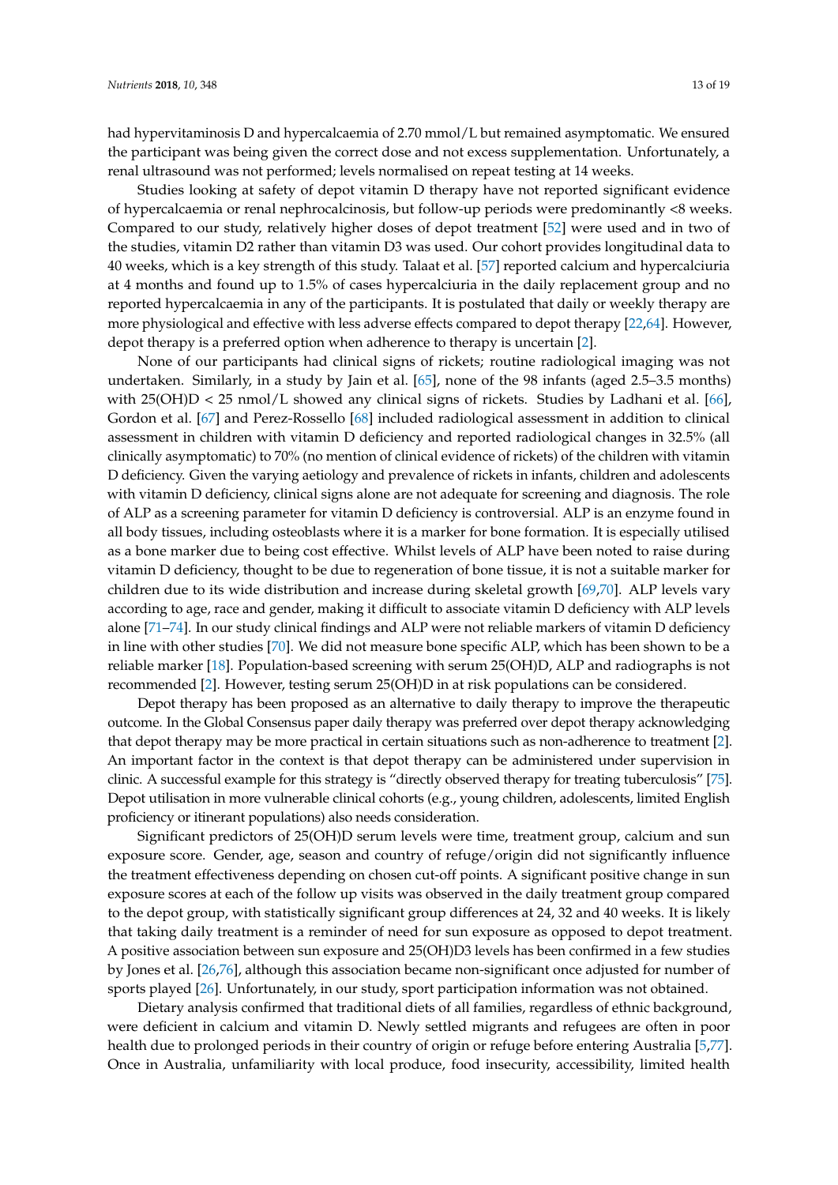had hypervitaminosis D and hypercalcaemia of 2.70 mmol/L but remained asymptomatic. We ensured the participant was being given the correct dose and not excess supplementation. Unfortunately, a renal ultrasound was not performed; levels normalised on repeat testing at 14 weeks.

Studies looking at safety of depot vitamin D therapy have not reported significant evidence of hypercalcaemia or renal nephrocalcinosis, but follow-up periods were predominantly <8 weeks. Compared to our study, relatively higher doses of depot treatment [52] were used and in two of the studies, vitamin D2 rather than vitamin D3 was used. Our cohort provides longitudinal data to 40 weeks, which is a key strength of this study. Talaat et al. [57] reported calcium and hypercalciuria at 4 months and found up to 1.5% of cases hypercalciuria in the daily replacement group and no reported hypercalcaemia in any of the participants. It is postulated that daily or weekly therapy are more physiological and effective with less adverse effects compared to depot therapy [22,64]. However, depot therapy is a preferred option when adherence to therapy is uncertain [2].

None of our participants had clinical signs of rickets; routine radiological imaging was not undertaken. Similarly, in a study by Jain et al. [65], none of the 98 infants (aged 2.5–3.5 months) with 25(OH)D < 25 nmol/L showed any clinical signs of rickets. Studies by Ladhani et al. [66], Gordon et al. [67] and Perez-Rossello [68] included radiological assessment in addition to clinical assessment in children with vitamin D deficiency and reported radiological changes in 32.5% (all clinically asymptomatic) to 70% (no mention of clinical evidence of rickets) of the children with vitamin D deficiency. Given the varying aetiology and prevalence of rickets in infants, children and adolescents with vitamin D deficiency, clinical signs alone are not adequate for screening and diagnosis. The role of ALP as a screening parameter for vitamin D deficiency is controversial. ALP is an enzyme found in all body tissues, including osteoblasts where it is a marker for bone formation. It is especially utilised as a bone marker due to being cost effective. Whilst levels of ALP have been noted to raise during vitamin D deficiency, thought to be due to regeneration of bone tissue, it is not a suitable marker for children due to its wide distribution and increase during skeletal growth [69,70]. ALP levels vary according to age, race and gender, making it difficult to associate vitamin D deficiency with ALP levels alone [71–74]. In our study clinical findings and ALP were not reliable markers of vitamin D deficiency in line with other studies [70]. We did not measure bone specific ALP, which has been shown to be a reliable marker [18]. Population-based screening with serum 25(OH)D, ALP and radiographs is not recommended [2]. However, testing serum 25(OH)D in at risk populations can be considered.

Depot therapy has been proposed as an alternative to daily therapy to improve the therapeutic outcome. In the Global Consensus paper daily therapy was preferred over depot therapy acknowledging that depot therapy may be more practical in certain situations such as non-adherence to treatment [2]. An important factor in the context is that depot therapy can be administered under supervision in clinic. A successful example for this strategy is "directly observed therapy for treating tuberculosis" [75]. Depot utilisation in more vulnerable clinical cohorts (e.g., young children, adolescents, limited English proficiency or itinerant populations) also needs consideration.

Significant predictors of 25(OH)D serum levels were time, treatment group, calcium and sun exposure score. Gender, age, season and country of refuge/origin did not significantly influence the treatment effectiveness depending on chosen cut-off points. A significant positive change in sun exposure scores at each of the follow up visits was observed in the daily treatment group compared to the depot group, with statistically significant group differences at 24, 32 and 40 weeks. It is likely that taking daily treatment is a reminder of need for sun exposure as opposed to depot treatment. A positive association between sun exposure and 25(OH)D3 levels has been confirmed in a few studies by Jones et al. [26,76], although this association became non-significant once adjusted for number of sports played [26]. Unfortunately, in our study, sport participation information was not obtained.

Dietary analysis confirmed that traditional diets of all families, regardless of ethnic background, were deficient in calcium and vitamin D. Newly settled migrants and refugees are often in poor health due to prolonged periods in their country of origin or refuge before entering Australia [5,77]. Once in Australia, unfamiliarity with local produce, food insecurity, accessibility, limited health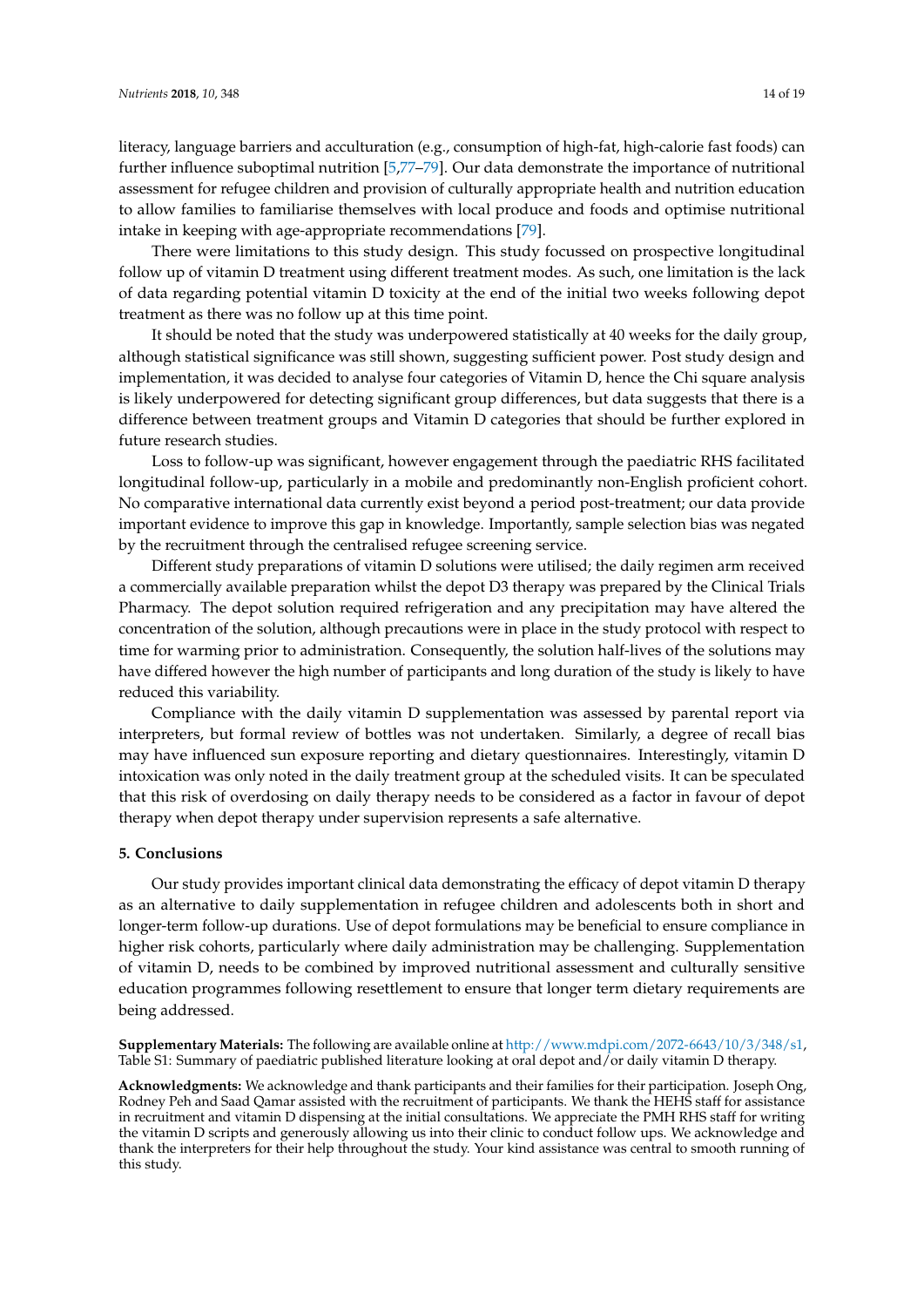literacy, language barriers and acculturation (e.g., consumption of high-fat, high-calorie fast foods) can further influence suboptimal nutrition [5,77–79]. Our data demonstrate the importance of nutritional assessment for refugee children and provision of culturally appropriate health and nutrition education to allow families to familiarise themselves with local produce and foods and optimise nutritional intake in keeping with age-appropriate recommendations [79].

There were limitations to this study design. This study focussed on prospective longitudinal follow up of vitamin D treatment using different treatment modes. As such, one limitation is the lack of data regarding potential vitamin D toxicity at the end of the initial two weeks following depot treatment as there was no follow up at this time point.

It should be noted that the study was underpowered statistically at 40 weeks for the daily group, although statistical significance was still shown, suggesting sufficient power. Post study design and implementation, it was decided to analyse four categories of Vitamin D, hence the Chi square analysis is likely underpowered for detecting significant group differences, but data suggests that there is a difference between treatment groups and Vitamin D categories that should be further explored in future research studies.

Loss to follow-up was significant, however engagement through the paediatric RHS facilitated longitudinal follow-up, particularly in a mobile and predominantly non-English proficient cohort. No comparative international data currently exist beyond a period post-treatment; our data provide important evidence to improve this gap in knowledge. Importantly, sample selection bias was negated by the recruitment through the centralised refugee screening service.

Different study preparations of vitamin D solutions were utilised; the daily regimen arm received a commercially available preparation whilst the depot D3 therapy was prepared by the Clinical Trials Pharmacy. The depot solution required refrigeration and any precipitation may have altered the concentration of the solution, although precautions were in place in the study protocol with respect to time for warming prior to administration. Consequently, the solution half-lives of the solutions may have differed however the high number of participants and long duration of the study is likely to have reduced this variability.

Compliance with the daily vitamin D supplementation was assessed by parental report via interpreters, but formal review of bottles was not undertaken. Similarly, a degree of recall bias may have influenced sun exposure reporting and dietary questionnaires. Interestingly, vitamin D intoxication was only noted in the daily treatment group at the scheduled visits. It can be speculated that this risk of overdosing on daily therapy needs to be considered as a factor in favour of depot therapy when depot therapy under supervision represents a safe alternative.

## 5. Conclusions

Our study provides important clinical data demonstrating the efficacy of depot vitamin D therapy as an alternative to daily supplementation in refugee children and adolescents both in short and longer-term follow-up durations. Use of depot formulations may be beneficial to ensure compliance in higher risk cohorts, particularly where daily administration may be challenging. Supplementation of vitamin D, needs to be combined by improved nutritional assessment and culturally sensitive education programmes following resettlement to ensure that longer term dietary requirements are being addressed.

**Supplementary Materials:** The following are available online at http://www.mdpi.com/2072-6643/10/3/348/s1, Table S1: Summary of paediatric published literature looking at oral depot and/or daily vitamin D therapy.

**Acknowledgments:** We acknowledge and thank participants and their families for their participation. Joseph Ong, Rodney Peh and Saad Qamar assisted with the recruitment of participants. We thank the HEHS staff for assistance in recruitment and vitamin D dispensing at the initial consultations. We appreciate the PMH RHS staff for writing the vitamin D scripts and generously allowing us into their clinic to conduct follow ups. We acknowledge and thank the interpreters for their help throughout the study. Your kind assistance was central to smooth running of this study.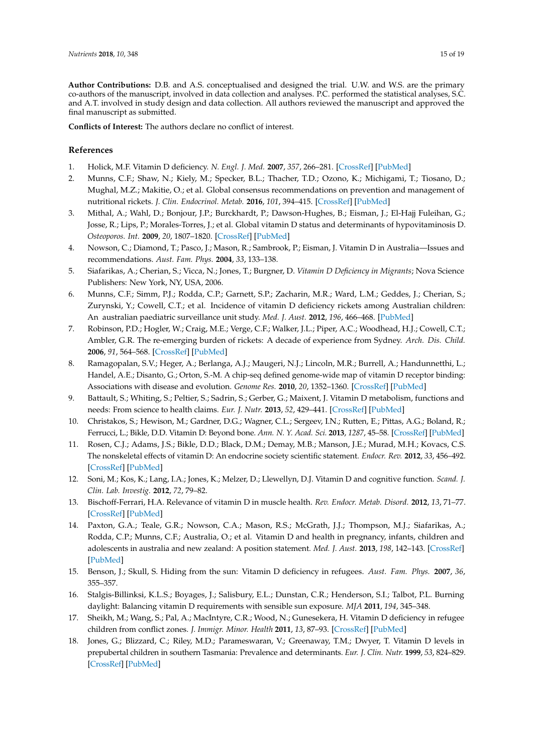**Author Contributions:** D.B. and A.S. conceptualised and designed the trial. U.W. and W.S. are the primary co-authors of the manuscript, involved in data collection and analyses. P.C. performed the statistical analyses, S.C. and A.T. involved in study design and data collection. All authors reviewed the manuscript and approved the final manuscript as submitted.

**Conflicts of Interest:** The authors declare no conflict of interest.

## References

1. Holick, M.F. Vitamin D deficiency. *N. Engl. J. Med.* **2007**, *357*, 266–281. [CrossRef] [PubMed]
2. Munns, C.F.; Shaw, N.; Kiely, M.; Specker, B.L.; Thacher, T.D.; Ozono, K.; Michigami, T.; Tiosano, D.; Mughal, M.Z.; Makitie, O.; et al. Global consensus recommendations on prevention and management of nutritional rickets. *J. Clin. Endocrinol. Metab.* **2016**, *101*, 394–415. [CrossRef] [PubMed]
3. Mithal, A.; Wahl, D.; Bonjour, J.P.; Burckhardt, P.; Dawson-Hughes, B.; Eisman, J.; El-Hajj Fuleihan, G.; Josse, R.; Lips, P.; Morales-Torres, J.; et al. Global vitamin D status and determinants of hypovitaminosis D. *Osteoporos. Int.* **2009**, *20*, 1807–1820. [CrossRef] [PubMed]
4. Nowson, C.; Diamond, T.; Pasco, J.; Mason, R.; Sambrook, P.; Eisman, J. Vitamin D in Australia—Issues and recommendations. *Aust. Fam. Phys.* **2004**, *33*, 133–138.
5. Siafarikas, A.; Cherian, S.; Vicca, N.; Jones, T.; Burgner, D. *Vitamin D Deficiency in Migrants*; Nova Science Publishers: New York, NY, USA, 2006.
6. Munns, C.F.; Simm, P.J.; Rodda, C.P.; Garnett, S.P.; Zacharin, M.R.; Ward, L.M.; Geddes, J.; Cherian, S.; Zurynski, Y.; Cowell, C.T.; et al. Incidence of vitamin D deficiency rickets among Australian children: An australian paediatric surveillance unit study. *Med. J. Aust.* **2012**, *196*, 466–468. [PubMed]
7. Robinson, P.D.; Hogler, W.; Craig, M.E.; Verge, C.F.; Walker, J.L.; Piper, A.C.; Woodhead, H.J.; Cowell, C.T.; Ambler, G.R. The re-emerging burden of rickets: A decade of experience from Sydney. *Arch. Dis. Child.* **2006**, *91*, 564–568. [CrossRef] [PubMed]
8. Ramagopalan, S.V.; Heger, A.; Berlanga, A.J.; Maugeri, N.J.; Lincoln, M.R.; Burrell, A.; Handunnetthi, L.; Handel, A.E.; Disanto, G.; Orton, S.-M. A chip-seq defined genome-wide map of vitamin D receptor binding: Associations with disease and evolution. *Genome Res.* **2010**, *20*, 1352–1360. [CrossRef] [PubMed]
9. Battault, S.; Whiting, S.; Peltier, S.; Sadrin, S.; Gerber, G.; Maixent, J. Vitamin D metabolism, functions and needs: From science to health claims. *Eur. J. Nutr.* **2013**, *52*, 429–441. [CrossRef] [PubMed]
10. Christakos, S.; Hewison, M.; Gardner, D.G.; Wagner, C.L.; Sergeev, I.N.; Rutten, E.; Pittas, A.G.; Boland, R.; Ferrucci, L.; Bikle, D.D. Vitamin D: Beyond bone. *Ann. N. Y. Acad. Sci.* **2013**, *1287*, 45–58. [CrossRef] [PubMed]
11. Rosen, C.J.; Adams, J.S.; Bikle, D.D.; Black, D.M.; Demay, M.B.; Manson, J.E.; Murad, M.H.; Kovacs, C.S. The nonskeletal effects of vitamin D: An endocrine society scientific statement. *Endocr. Rev.* **2012**, *33*, 456–492. [CrossRef] [PubMed]
12. Soni, M.; Kos, K.; Lang, I.A.; Jones, K.; Melzer, D.; Llewellyn, D.J. Vitamin D and cognitive function. *Scand. J. Clin. Lab. Investig.* **2012**, *72*, 79–82.
13. Bischoff-Ferrari, H.A. Relevance of vitamin D in muscle health. *Rev. Endocr. Metab. Disord.* **2012**, *13*, 71–77. [CrossRef] [PubMed]
14. Paxton, G.A.; Teale, G.R.; Nowson, C.A.; Mason, R.S.; McGrath, J.J.; Thompson, M.J.; Siafarikas, A.; Rodda, C.P.; Munns, C.F.; Australia, O.; et al. Vitamin D and health in pregnancy, infants, children and adolescents in australia and new zealand: A position statement. *Med. J. Aust.* **2013**, *198*, 142–143. [CrossRef] [PubMed]
15. Benson, J.; Skull, S. Hiding from the sun: Vitamin D deficiency in refugees. *Aust. Fam. Phys.* **2007**, *36*, 355–357.
16. Stalgis-Billinksi, K.L.S.; Boyages, J.; Salisbury, E.L.; Dunstan, C.R.; Henderson, S.I.; Talbot, P.L. Burning daylight: Balancing vitamin D requirements with sensible sun exposure. *MJA* **2011**, *194*, 345–348.
17. Sheikh, M.; Wang, S.; Pal, A.; MacIntyre, C.R.; Wood, N.; Gunesekera, H. Vitamin D deficiency in refugee children from conflict zones. *J. Immigr. Minor. Health* **2011**, *13*, 87–93. [CrossRef] [PubMed]
18. Jones, G.; Blizzard, C.; Riley, M.D.; Parameswaran, V.; Greenaway, T.M.; Dwyer, T. Vitamin D levels in prepubertal children in southern Tasmania: Prevalence and determinants. *Eur. J. Clin. Nutr.* **1999**, *53*, 824–829. [CrossRef] [PubMed]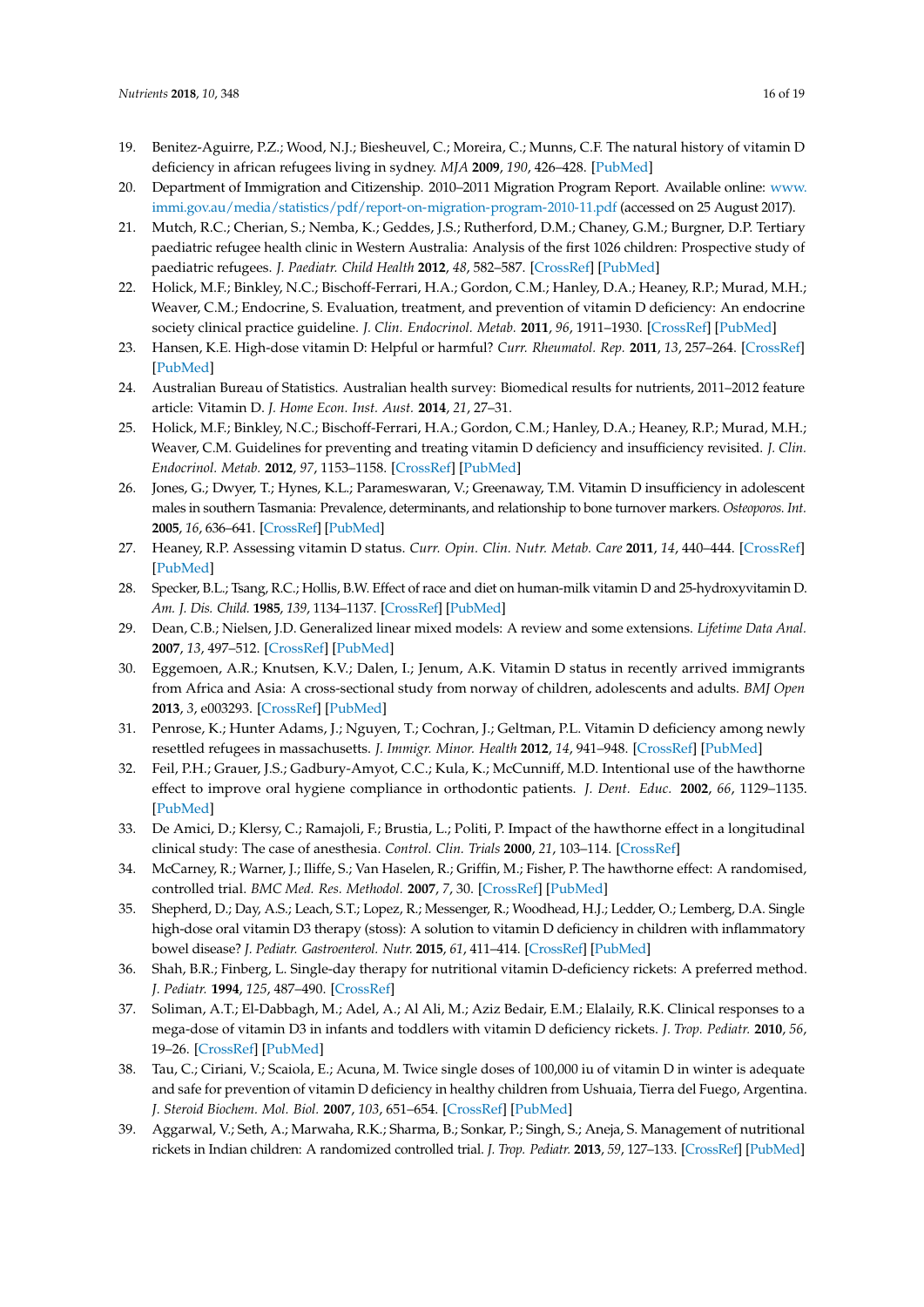19. Benitez-Aguirre, P.Z.; Wood, N.J.; Biesheuvel, C.; Moreira, C.; Munns, C.F. The natural history of vitamin D deficiency in african refugees living in sydney. *MJA* **2009**, *190*, 426–428. [PubMed]
20. Department of Immigration and Citizenship. 2010–2011 Migration Program Report. Available online: www.immi.gov.au/media/statistics/pdf/report-on-migration-program-2010-11.pdf (accessed on 25 August 2017).
21. Mutch, R.C.; Cherian, S.; Nemba, K.; Geddes, J.S.; Rutherford, D.M.; Chaney, G.M.; Burgner, D.P. Tertiary paediatric refugee health clinic in Western Australia: Analysis of the first 1026 children: Prospective study of paediatric refugees. *J. Paediatr. Child Health* **2012**, *48*, 582–587. [CrossRef] [PubMed]
22. Holick, M.F.; Binkley, N.C.; Bischoff-Ferrari, H.A.; Gordon, C.M.; Hanley, D.A.; Heaney, R.P.; Murad, M.H.; Weaver, C.M.; Endocrine, S. Evaluation, treatment, and prevention of vitamin D deficiency: An endocrine society clinical practice guideline. *J. Clin. Endocrinol. Metab.* **2011**, *96*, 1911–1930. [CrossRef] [PubMed]
23. Hansen, K.E. High-dose vitamin D: Helpful or harmful? *Curr. Rheumatol. Rep.* **2011**, *13*, 257–264. [CrossRef] [PubMed]
24. Australian Bureau of Statistics. Australian health survey: Biomedical results for nutrients, 2011–2012 feature article: Vitamin D. *J. Home Econ. Inst. Aust.* **2014**, *21*, 27–31.
25. Holick, M.F.; Binkley, N.C.; Bischoff-Ferrari, H.A.; Gordon, C.M.; Hanley, D.A.; Heaney, R.P.; Murad, M.H.; Weaver, C.M. Guidelines for preventing and treating vitamin D deficiency and insufficiency revisited. *J. Clin. Endocrinol. Metab.* **2012**, *97*, 1153–1158. [CrossRef] [PubMed]
26. Jones, G.; Dwyer, T.; Hynes, K.L.; Parameswaran, V.; Greenaway, T.M. Vitamin D insufficiency in adolescent males in southern Tasmania: Prevalence, determinants, and relationship to bone turnover markers. *Osteoporos. Int.* **2005**, *16*, 636–641. [CrossRef] [PubMed]
27. Heaney, R.P. Assessing vitamin D status. *Curr. Opin. Clin. Nutr. Metab. Care* **2011**, *14*, 440–444. [CrossRef] [PubMed]
28. Specker, B.L.; Tsang, R.C.; Hollis, B.W. Effect of race and diet on human-milk vitamin D and 25-hydroxyvitamin D. *Am. J. Dis. Child.* **1985**, *139*, 1134–1137. [CrossRef] [PubMed]
29. Dean, C.B.; Nielsen, J.D. Generalized linear mixed models: A review and some extensions. *Lifetime Data Anal.* **2007**, *13*, 497–512. [CrossRef] [PubMed]
30. Eggemoen, A.R.; Knutsen, K.V.; Dalen, I.; Jenum, A.K. Vitamin D status in recently arrived immigrants from Africa and Asia: A cross-sectional study from norway of children, adolescents and adults. *BMJ Open* **2013**, *3*, e003293. [CrossRef] [PubMed]
31. Penrose, K.; Hunter Adams, J.; Nguyen, T.; Cochran, J.; Geltman, P.L. Vitamin D deficiency among newly resettled refugees in massachusetts. *J. Immigr. Minor. Health* **2012**, *14*, 941–948. [CrossRef] [PubMed]
32. Feil, P.H.; Grauer, J.S.; Gadbury-Amyot, C.C.; Kula, K.; McCunniff, M.D. Intentional use of the hawthorne effect to improve oral hygiene compliance in orthodontic patients. *J. Dent. Educ.* **2002**, *66*, 1129–1135. [PubMed]
33. De Amici, D.; Klersy, C.; Ramajoli, F.; Brustia, L.; Politi, P. Impact of the hawthorne effect in a longitudinal clinical study: The case of anesthesia. *Control. Clin. Trials* **2000**, *21*, 103–114. [CrossRef]
34. McCarney, R.; Warner, J.; Iliffe, S.; Van Haselen, R.; Griffin, M.; Fisher, P. The hawthorne effect: A randomised, controlled trial. *BMC Med. Res. Methodol.* **2007**, *7*, 30. [CrossRef] [PubMed]
35. Shepherd, D.; Day, A.S.; Leach, S.T.; Lopez, R.; Messenger, R.; Woodhead, H.J.; Ledder, O.; Lemberg, D.A. Single high-dose oral vitamin D3 therapy (stoss): A solution to vitamin D deficiency in children with inflammatory bowel disease? *J. Pediatr. Gastroenterol. Nutr.* **2015**, *61*, 411–414. [CrossRef] [PubMed]
36. Shah, B.R.; Finberg, L. Single-day therapy for nutritional vitamin D-deficiency rickets: A preferred method. *J. Pediatr.* **1994**, *125*, 487–490. [CrossRef]
37. Soliman, A.T.; El-Dabbagh, M.; Adel, A.; Al Ali, M.; Aziz Bedair, E.M.; Elalaily, R.K. Clinical responses to a mega-dose of vitamin D3 in infants and toddlers with vitamin D deficiency rickets. *J. Trop. Pediatr.* **2010**, *56*, 19–26. [CrossRef] [PubMed]
38. Tau, C.; Ciriani, V.; Scaiola, E.; Acuna, M. Twice single doses of 100,000 iu of vitamin D in winter is adequate and safe for prevention of vitamin D deficiency in healthy children from Ushuaia, Tierra del Fuego, Argentina. *J. Steroid Biochem. Mol. Biol.* **2007**, *103*, 651–654. [CrossRef] [PubMed]
39. Aggarwal, V.; Seth, A.; Marwaha, R.K.; Sharma, B.; Sonkar, P.; Singh, S.; Aneja, S. Management of nutritional rickets in Indian children: A randomized controlled trial. *J. Trop. Pediatr.* **2013**, *59*, 127–133. [CrossRef] [PubMed]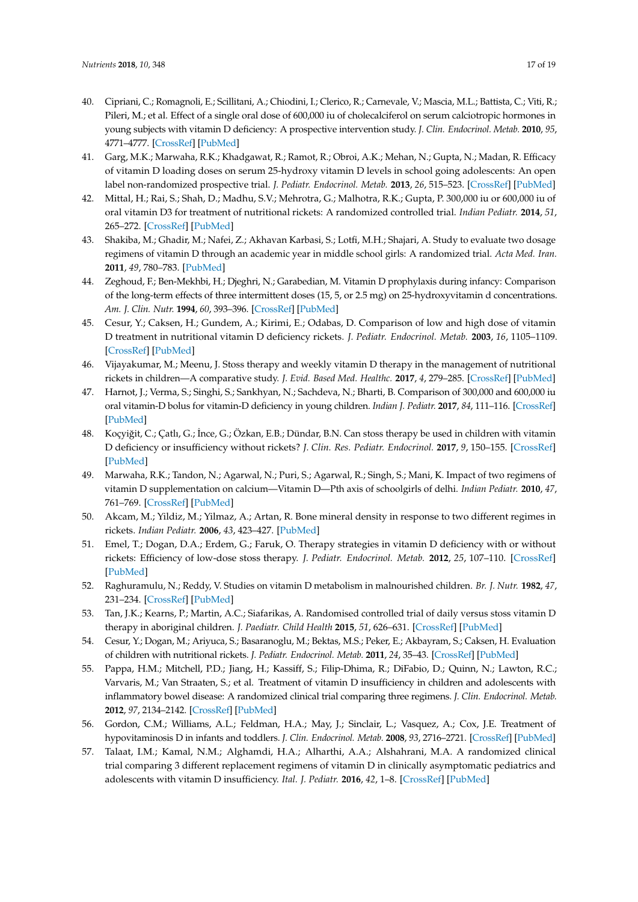40. Cipriani, C.; Romagnoli, E.; Scillitani, A.; Chiodini, I.; Clerico, R.; Carnevale, V.; Mascia, M.L.; Battista, C.; Viti, R.; Pileri, M.; et al. Effect of a single oral dose of 600,000 iu of cholecalciferol on serum calciotropic hormones in young subjects with vitamin D deficiency: A prospective intervention study. *J. Clin. Endocrinol. Metab.* **2010**, *95*, 4771–4777. [CrossRef] [PubMed]
41. Garg, M.K.; Marwaha, R.K.; Khadgawat, R.; Ramot, R.; Obroi, A.K.; Mehan, N.; Gupta, N.; Madan, R. Efficacy of vitamin D loading doses on serum 25-hydroxy vitamin D levels in school going adolescents: An open label non-randomized prospective trial. *J. Pediatr. Endocrinol. Metab.* **2013**, *26*, 515–523. [CrossRef] [PubMed]
42. Mittal, H.; Rai, S.; Shah, D.; Madhu, S.V.; Mehrotra, G.; Malhotra, R.K.; Gupta, P. 300,000 iu or 600,000 iu of oral vitamin D3 for treatment of nutritional rickets: A randomized controlled trial. *Indian Pediatr.* **2014**, *51*, 265–272. [CrossRef] [PubMed]
43. Shakiba, M.; Ghadir, M.; Nafei, Z.; Akhavan Karbasi, S.; Lotfi, M.H.; Shajari, A. Study to evaluate two dosage regimens of vitamin D through an academic year in middle school girls: A randomized trial. *Acta Med. Iran.* **2011**, *49*, 780–783. [PubMed]
44. Zeghoud, F.; Ben-Mekhbi, H.; Djeghri, N.; Garabedian, M. Vitamin D prophylaxis during infancy: Comparison of the long-term effects of three intermittent doses (15, 5, or 2.5 mg) on 25-hydroxyvitamin d concentrations. *Am. J. Clin. Nutr.* **1994**, *60*, 393–396. [CrossRef] [PubMed]
45. Cesur, Y.; Caksen, H.; Gundem, A.; Kirimi, E.; Odabas, D. Comparison of low and high dose of vitamin D treatment in nutritional vitamin D deficiency rickets. *J. Pediatr. Endocrinol. Metab.* **2003**, *16*, 1105–1109. [CrossRef] [PubMed]
46. Vijayakumar, M.; Meenu, J. Stoss therapy and weekly vitamin D therapy in the management of nutritional rickets in children—A comparative study. *J. Evid. Based Med. Healthc.* **2017**, *4*, 279–285. [CrossRef] [PubMed]
47. Harnot, J.; Verma, S.; Singhi, S.; Sankhyan, N.; Sachdeva, N.; Bharti, B. Comparison of 300,000 and 600,000 iu oral vitamin-D bolus for vitamin-D deficiency in young children. *Indian J. Pediatr.* **2017**, *84*, 111–116. [CrossRef] [PubMed]
48. Koçyiğit, C.; Çatlı, G.; İnce, G.; Özkan, E.B.; Dündar, B.N. Can stoss therapy be used in children with vitamin D deficiency or insufficiency without rickets? *J. Clin. Res. Pediatr. Endocrinol.* **2017**, *9*, 150–155. [CrossRef] [PubMed]
49. Marwaha, R.K.; Tandon, N.; Agarwal, N.; Puri, S.; Agarwal, R.; Singh, S.; Mani, K. Impact of two regimens of vitamin D supplementation on calcium—Vitamin D—Pth axis of schoolgirls of delhi. *Indian Pediatr.* **2010**, *47*, 761–769. [CrossRef] [PubMed]
50. Akcam, M.; Yildiz, M.; Yilmaz, A.; Artan, R. Bone mineral density in response to two different regimes in rickets. *Indian Pediatr.* **2006**, *43*, 423–427. [PubMed]
51. Emel, T.; Dogan, D.A.; Erdem, G.; Faruk, O. Therapy strategies in vitamin D deficiency with or without rickets: Efficiency of low-dose stoss therapy. *J. Pediatr. Endocrinol. Metab.* **2012**, *25*, 107–110. [CrossRef] [PubMed]
52. Raghuramulu, N.; Reddy, V. Studies on vitamin D metabolism in malnourished children. *Br. J. Nutr.* **1982**, *47*, 231–234. [CrossRef] [PubMed]
53. Tan, J.K.; Kearns, P.; Martin, A.C.; Siafarikas, A. Randomised controlled trial of daily versus stoss vitamin D therapy in aboriginal children. *J. Paediatr. Child Health* **2015**, *51*, 626–631. [CrossRef] [PubMed]
54. Cesur, Y.; Dogan, M.; Ariyuca, S.; Basaranoglu, M.; Bektas, M.S.; Peker, E.; Akbayram, S.; Caksen, H. Evaluation of children with nutritional rickets. *J. Pediatr. Endocrinol. Metab.* **2011**, *24*, 35–43. [CrossRef] [PubMed]
55. Pappa, H.M.; Mitchell, P.D.; Jiang, H.; Kassiff, S.; Filip-Dhima, R.; DiFabio, D.; Quinn, N.; Lawton, R.C.; Varvaris, M.; Van Straaten, S.; et al. Treatment of vitamin D insufficiency in children and adolescents with inflammatory bowel disease: A randomized clinical trial comparing three regimens. *J. Clin. Endocrinol. Metab.* **2012**, *97*, 2134–2142. [CrossRef] [PubMed]
56. Gordon, C.M.; Williams, A.L.; Feldman, H.A.; May, J.; Sinclair, L.; Vasquez, A.; Cox, J.E. Treatment of hypovitaminosis D in infants and toddlers. *J. Clin. Endocrinol. Metab.* **2008**, *93*, 2716–2721. [CrossRef] [PubMed]
57. Talaat, I.M.; Kamal, N.M.; Alghamdi, H.A.; Alharthi, A.A.; Alshahrani, M.A. A randomized clinical trial comparing 3 different replacement regimens of vitamin D in clinically asymptomatic pediatrics and adolescents with vitamin D insufficiency. *Ital. J. Pediatr.* **2016**, *42*, 1–8. [CrossRef] [PubMed]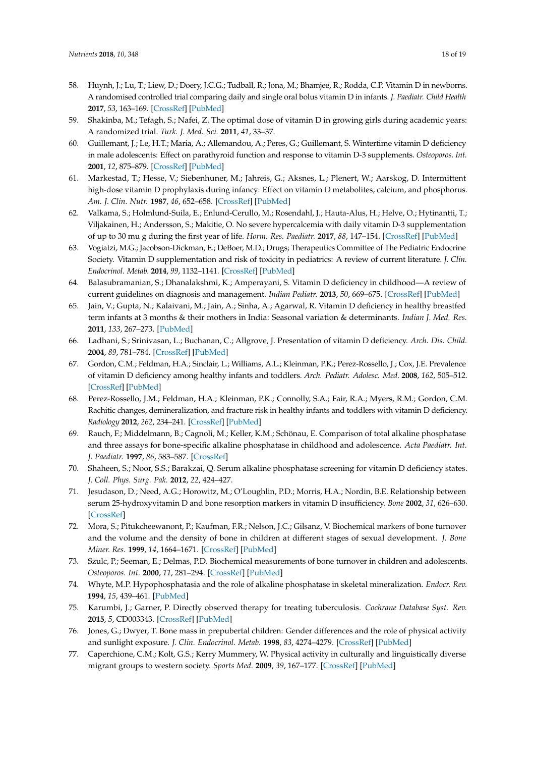58. Huynh, J.; Lu, T.; Liew, D.; Doery, J.C.G.; Tudball, R.; Jona, M.; Bhamjee, R.; Rodda, C.P. Vitamin D in newborns. A randomised controlled trial comparing daily and single oral bolus vitamin D in infants. *J. Paediatr. Child Health* **2017**, *53*, 163–169. [CrossRef] [PubMed]
59. Shakinba, M.; Tefagh, S.; Nafei, Z. The optimal dose of vitamin D in growing girls during academic years: A randomized trial. *Turk. J. Med. Sci.* **2011**, *41*, 33–37.
60. Guillemant, J.; Le, H.T.; Maria, A.; Allemandou, A.; Peres, G.; Guillemant, S. Wintertime vitamin D deficiency in male adolescents: Effect on parathyroid function and response to vitamin D-3 supplements. *Osteoporos. Int.* **2001**, *12*, 875–879. [CrossRef] [PubMed]
61. Markestad, T.; Hesse, V.; Siebenhuner, M.; Jahreis, G.; Aksnes, L.; Plenert, W.; Aarskog, D. Intermittent high-dose vitamin D prophylaxis during infancy: Effect on vitamin D metabolites, calcium, and phosphorus. *Am. J. Clin. Nutr.* **1987**, *46*, 652–658. [CrossRef] [PubMed]
62. Valkama, S.; Holmlund-Suila, E.; Enlund-Cerullo, M.; Rosendahl, J.; Hauta-Alus, H.; Helve, O.; Hytinantti, T.; Viljakainen, H.; Andersson, S.; Makitie, O. No severe hypercalcemia with daily vitamin D-3 supplementation of up to 30 mu g during the first year of life. *Horm. Res. Paediatr.* **2017**, *88*, 147–154. [CrossRef] [PubMed]
63. Vogiatzi, M.G.; Jacobson-Dickman, E.; DeBoer, M.D.; Drugs; Therapeutics Committee of The Pediatric Endocrine Society. Vitamin D supplementation and risk of toxicity in pediatrics: A review of current literature. *J. Clin. Endocrinol. Metab.* **2014**, *99*, 1132–1141. [CrossRef] [PubMed]
64. Balasubramanian, S.; Dhanalakshmi, K.; Amperayani, S. Vitamin D deficiency in childhood—A review of current guidelines on diagnosis and management. *Indian Pediatr.* **2013**, *50*, 669–675. [CrossRef] [PubMed]
65. Jain, V.; Gupta, N.; Kalaivani, M.; Jain, A.; Sinha, A.; Agarwal, R. Vitamin D deficiency in healthy breastfed term infants at 3 months & their mothers in India: Seasonal variation & determinants. *Indian J. Med. Res.* **2011**, *133*, 267–273. [PubMed]
66. Ladhani, S.; Srinivasan, L.; Buchanan, C.; Allgrove, J. Presentation of vitamin D deficiency. *Arch. Dis. Child.* **2004**, *89*, 781–784. [CrossRef] [PubMed]
67. Gordon, C.M.; Feldman, H.A.; Sinclair, L.; Williams, A.L.; Kleinman, P.K.; Perez-Rossello, J.; Cox, J.E. Prevalence of vitamin D deficiency among healthy infants and toddlers. *Arch. Pediatr. Adolesc. Med.* **2008**, *162*, 505–512. [CrossRef] [PubMed]
68. Perez-Rossello, J.M.; Feldman, H.A.; Kleinman, P.K.; Connolly, S.A.; Fair, R.A.; Myers, R.M.; Gordon, C.M. Rachitic changes, demineralization, and fracture risk in healthy infants and toddlers with vitamin D deficiency. *Radiology* **2012**, *262*, 234–241. [CrossRef] [PubMed]
69. Rauch, F.; Middelmann, B.; Cagnoli, M.; Keller, K.M.; Schönau, E. Comparison of total alkaline phosphatase and three assays for bone-specific alkaline phosphatase in childhood and adolescence. *Acta Paediatr. Int. J. Paediatr.* **1997**, *86*, 583–587. [CrossRef]
70. Shaheen, S.; Noor, S.S.; Barakzai, Q. Serum alkaline phosphatase screening for vitamin D deficiency states. *J. Coll. Phys. Surg. Pak.* **2012**, *22*, 424–427.
71. Jesudason, D.; Need, A.G.; Horowitz, M.; O'Loughlin, P.D.; Morris, H.A.; Nordin, B.E. Relationship between serum 25-hydroxyvitamin D and bone resorption markers in vitamin D insufficiency. *Bone* **2002**, *31*, 626–630. [CrossRef]
72. Mora, S.; Pitukcheewanont, P.; Kaufman, F.R.; Nelson, J.C.; Gilsanz, V. Biochemical markers of bone turnover and the volume and the density of bone in children at different stages of sexual development. *J. Bone Miner. Res.* **1999**, *14*, 1664–1671. [CrossRef] [PubMed]
73. Szulc, P.; Seeman, E.; Delmas, P.D. Biochemical measurements of bone turnover in children and adolescents. *Osteoporos. Int.* **2000**, *11*, 281–294. [CrossRef] [PubMed]
74. Whyte, M.P. Hypophosphatasia and the role of alkaline phosphatase in skeletal mineralization. *Endocr. Rev.* **1994**, *15*, 439–461. [PubMed]
75. Karumbi, J.; Garner, P. Directly observed therapy for treating tuberculosis. *Cochrane Database Syst. Rev.* **2015**, *5*, CD003343. [CrossRef] [PubMed]
76. Jones, G.; Dwyer, T. Bone mass in prepubertal children: Gender differences and the role of physical activity and sunlight exposure. *J. Clin. Endocrinol. Metab.* **1998**, *83*, 4274–4279. [CrossRef] [PubMed]
77. Caperchione, C.M.; Kolt, G.S.; Kerry Mummery, W. Physical activity in culturally and linguistically diverse migrant groups to western society. *Sports Med.* **2009**, *39*, 167–177. [CrossRef] [PubMed]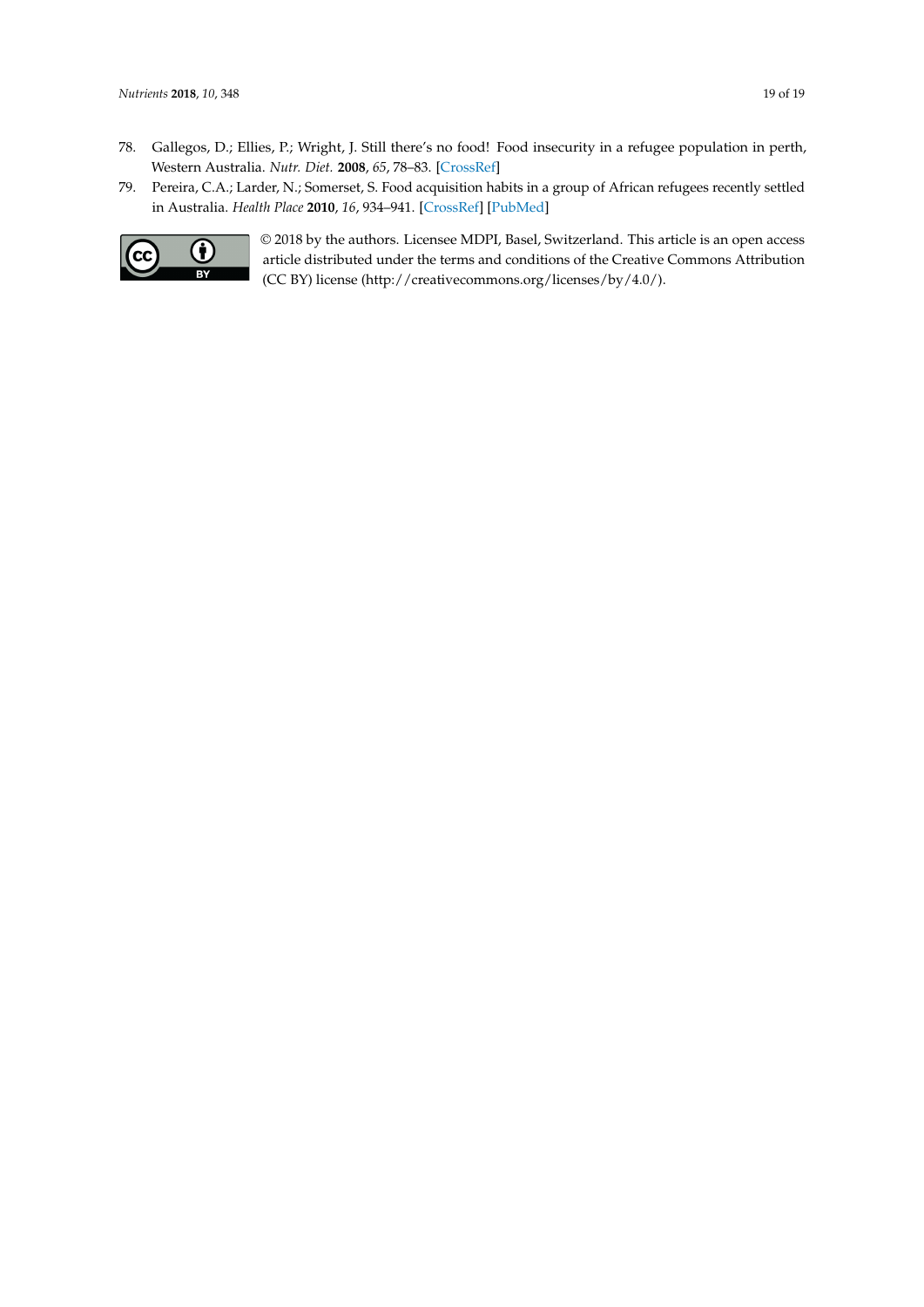78. Gallegos, D.; Ellies, P.; Wright, J. Still there's no food! Food insecurity in a refugee population in perth, Western Australia. *Nutr. Diet.* **2008**, *65*, 78–83. [CrossRef]
79. Pereira, C.A.; Larder, N.; Somerset, S. Food acquisition habits in a group of African refugees recently settled in Australia. *Health Place* **2010**, *16*, 934–941. [CrossRef] [PubMed]

© 2018 by the authors. Licensee MDPI, Basel, Switzerland. This article is an open access article distributed under the terms and conditions of the Creative Commons Attribution (CC BY) license (http://creativecommons.org/licenses/by/4.0/).